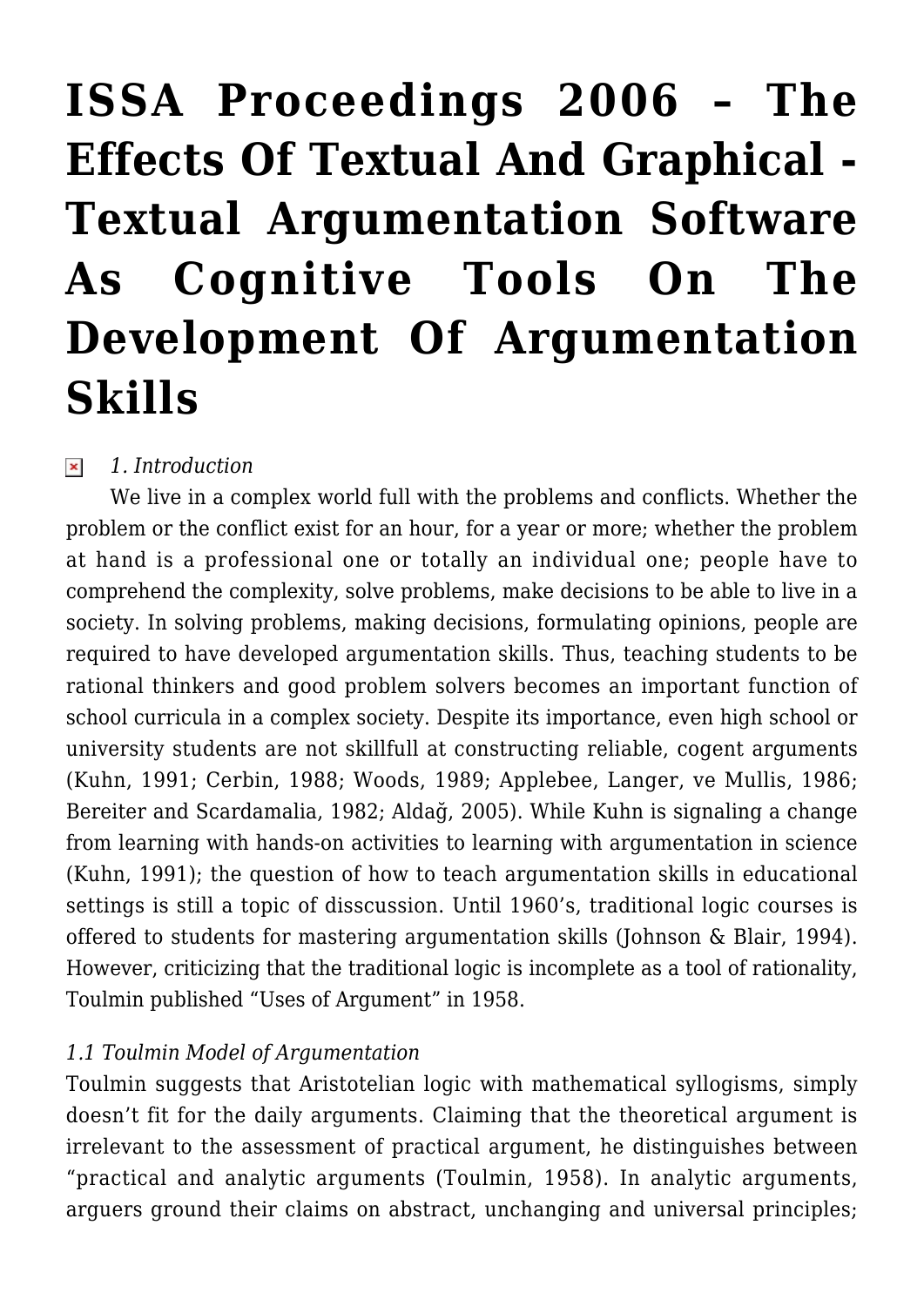# ISSA Proceedings 2006 – The Effects Of Textual And Graphical - Textual Argumentation Software As Cognitive Tools On The Development Of Argumentation Skills

*1. Introduction*

We live in a complex world full with the problems and conflicts. Whether the problem or the conflict exist for an hour, for a year or more; whether the problem at hand is a professional one or totally an individual one; people have to comprehend the complexity, solve problems, make decisions to be able to live in a society. In solving problems, making decisions, formulating opinions, people are required to have developed argumentation skills. Thus, teaching students to be rational thinkers and good problem solvers becomes an important function of school curricula in a complex society. Despite its importance, even high school or university students are not skillfull at constructing reliable, cogent arguments (Kuhn, 1991; Cerbin, 1988; Woods, 1989; Applebee, Langer, ve Mullis, 1986; Bereiter and Scardamalia, 1982; Aldağ, 2005). While Kuhn is signaling a change from learning with hands-on activities to learning with argumentation in science (Kuhn, 1991); the question of how to teach argumentation skills in educational settings is still a topic of disscussion. Until 1960's, traditional logic courses is offered to students for mastering argumentation skills (Johnson & Blair, 1994). However, criticizing that the traditional logic is incomplete as a tool of rationality, Toulmin published "Uses of Argument" in 1958.

*1.1 Toulmin Model of Argumentation*

Toulmin suggests that Aristotelian logic with mathematical syllogisms, simply doesn't fit for the daily arguments. Claiming that the theoretical argument is irrelevant to the assessment of practical argument, he distinguishes between "practical and analytic arguments (Toulmin, 1958). In analytic arguments, arguers ground their claims on abstract, unchanging and universal principles;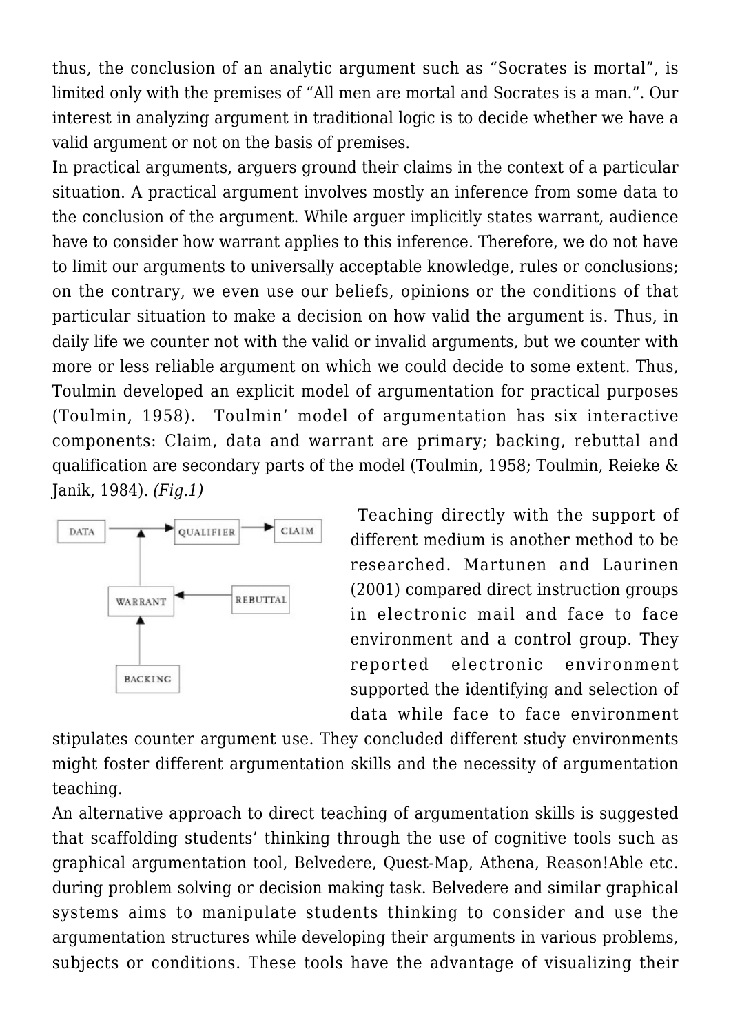thus, the conclusion of an analytic argument such as “Socrates is mortal”, is limited only with the premises of “All men are mortal and Socrates is a man.”. Our interest in analyzing argument in traditional logic is to decide whether we have a valid argument or not on the basis of premises.

In practical arguments, arguers ground their claims in the context of a particular situation. A practical argument involves mostly an inference from some data to the conclusion of the argument. While arguer implicitly states warrant, audience have to consider how warrant applies to this inference. Therefore, we do not have to limit our arguments to universally acceptable knowledge, rules or conclusions; on the contrary, we even use our beliefs, opinions or the conditions of that particular situation to make a decision on how valid the argument is. Thus, in daily life we counter not with the valid or invalid arguments, but we counter with more or less reliable argument on which we could decide to some extent. Thus, Toulmin developed an explicit model of argumentation for practical purposes (Toulmin, 1958). Toulmin’ model of argumentation has six interactive components: Claim, data and warrant are primary; backing, rebuttal and qualification are secondary parts of the model (Toulmin, 1958; Toulmin, Reieke & Janik, 1984). *(Fig.1)*

DATA → QUALIFIER → CLAIM
WARRANT
REBUTTAL
BACKING

Teaching directly with the support of different medium is another method to be researched. Martunen and Laurinen (2001) compared direct instruction groups in electronic mail and face to face environment and a control group. They reported electronic environment supported the identifying and selection of data while face to face environment stipulates counter argument use. They concluded different study environments might foster different argumentation skills and the necessity of argumentation teaching.

An alternative approach to direct teaching of argumentation skills is suggested that scaffolding students’ thinking through the use of cognitive tools such as graphical argumentation tool, Belvedere, Quest-Map, Athena, Reason!Able etc. during problem solving or decision making task. Belvedere and similar graphical systems aims to manipulate students thinking to consider and use the argumentation structures while developing their arguments in various problems, subjects or conditions. These tools have the advantage of visualizing their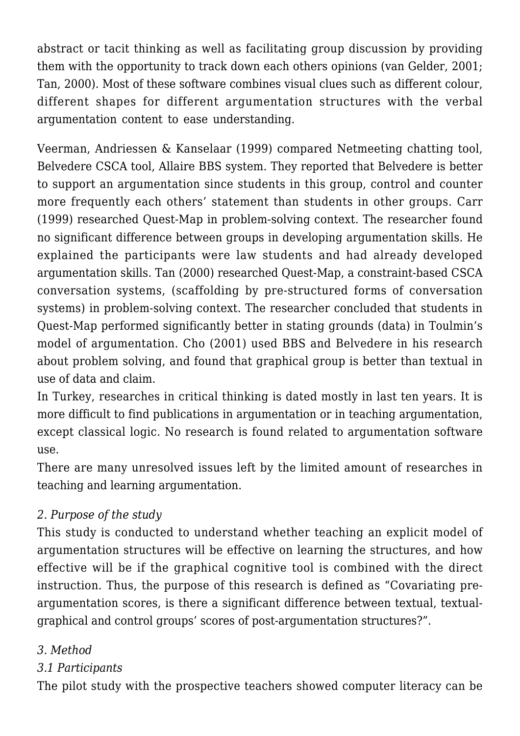abstract or tacit thinking as well as facilitating group discussion by providing them with the opportunity to track down each others opinions (van Gelder, 2001; Tan, 2000). Most of these software combines visual clues such as different colour, different shapes for different argumentation structures with the verbal argumentation content to ease understanding.

Veerman, Andriessen & Kanselaar (1999) compared Netmeeting chatting tool, Belvedere CSCA tool, Allaire BBS system. They reported that Belvedere is better to support an argumentation since students in this group, control and counter more frequently each others' statement than students in other groups. Carr (1999) researched Quest-Map in problem-solving context. The researcher found no significant difference between groups in developing argumentation skills. He explained the participants were law students and had already developed argumentation skills. Tan (2000) researched Quest-Map, a constraint-based CSCA conversation systems, (scaffolding by pre-structured forms of conversation systems) in problem-solving context. The researcher concluded that students in Quest-Map performed significantly better in stating grounds (data) in Toulmin's model of argumentation. Cho (2001) used BBS and Belvedere in his research about problem solving, and found that graphical group is better than textual in use of data and claim.

In Turkey, researches in critical thinking is dated mostly in last ten years. It is more difficult to find publications in argumentation or in teaching argumentation, except classical logic. No research is found related to argumentation software use.

There are many unresolved issues left by the limited amount of researches in teaching and learning argumentation.

*2. Purpose of the study*

This study is conducted to understand whether teaching an explicit model of argumentation structures will be effective on learning the structures, and how effective will be if the graphical cognitive tool is combined with the direct instruction. Thus, the purpose of this research is defined as "Covariating pre-argumentation scores, is there a significant difference between textual, textual-graphical and control groups' scores of post-argumentation structures?".

*3. Method*

*3.1 Participants*

The pilot study with the prospective teachers showed computer literacy can be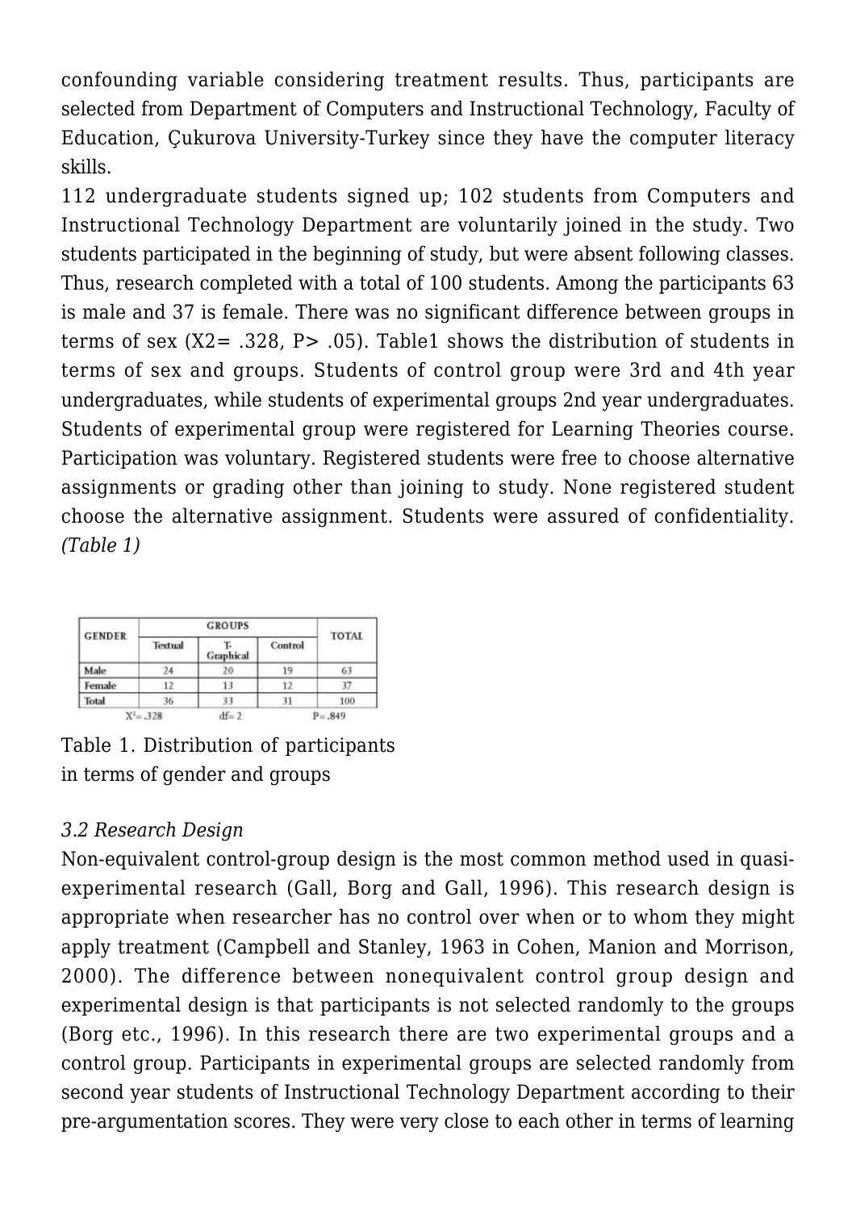confounding variable considering treatment results. Thus, participants are selected from Department of Computers and Instructional Technology, Faculty of Education, Çukurova University-Turkey since they have the computer literacy skills.

112 undergraduate students signed up; 102 students from Computers and Instructional Technology Department are voluntarily joined in the study. Two students participated in the beginning of study, but were absent following classes. Thus, research completed with a total of 100 students. Among the participants 63 is male and 37 is female. There was no significant difference between groups in terms of sex ($X2= .328$, $P> .05$). Table1 shows the distribution of students in terms of sex and groups. Students of control group were 3rd and 4th year undergraduates, while students of experimental groups 2nd year undergraduates. Students of experimental group were registered for Learning Theories course. Participation was voluntary. Registered students were free to choose alternative assignments or grading other than joining to study. None registered student choose the alternative assignment. Students were assured of confidentiality. *(Table 1)*

| GENDER | GROUPS | | | TOTAL |
|---|---|---|---|---|
| | Textual | T-Graphical | Control | |
| Male | 24 | 20 | 19 | 63 |
| Female | 12 | 13 | 12 | 37 |
| Total | 36 | 33 | 31 | 100 |
| $X^2=.328$ | | df= 2 | | P=.849 |

Table 1. Distribution of participants in terms of gender and groups

*3.2 Research Design*

Non-equivalent control-group design is the most common method used in quasi-experimental research (Gall, Borg and Gall, 1996). This research design is appropriate when researcher has no control over when or to whom they might apply treatment (Campbell and Stanley, 1963 in Cohen, Manion and Morrison, 2000). The difference between nonequivalent control group design and experimental design is that participants is not selected randomly to the groups (Borg etc., 1996). In this research there are two experimental groups and a control group. Participants in experimental groups are selected randomly from second year students of Instructional Technology Department according to their pre-argumentation scores. They were very close to each other in terms of learning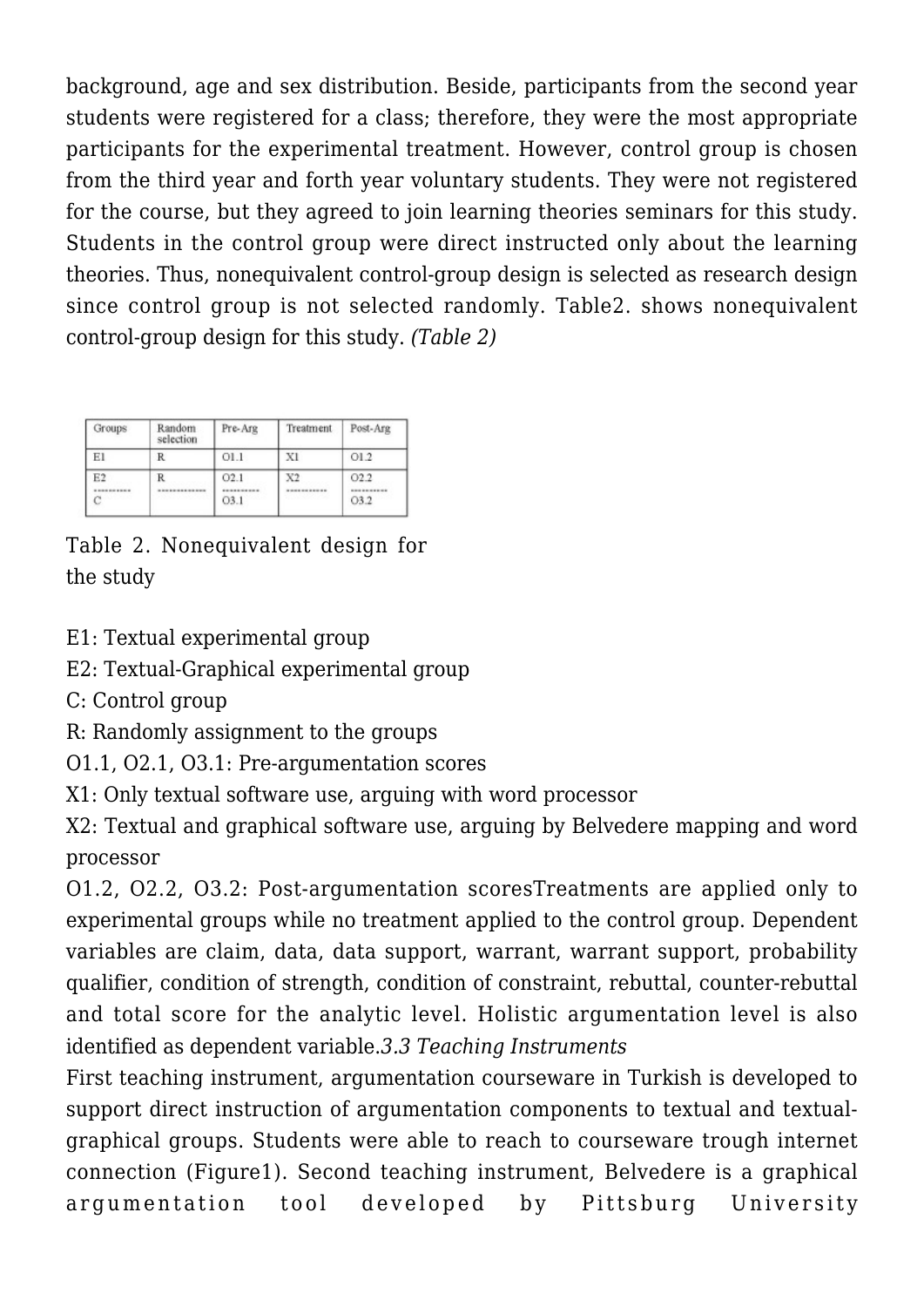background, age and sex distribution. Beside, participants from the second year students were registered for a class; therefore, they were the most appropriate participants for the experimental treatment. However, control group is chosen from the third year and forth year voluntary students. They were not registered for the course, but they agreed to join learning theories seminars for this study. Students in the control group were direct instructed only about the learning theories. Thus, nonequivalent control-group design is selected as research design since control group is not selected randomly. Table2. shows nonequivalent control-group design for this study. *(Table 2)*

| Groups | Random selection | Pre-Arg | Treatment | Post-Arg |
|---|---|---|---|---|
| E1 | R | O1.1 | X1 | O1.2 |
| E2 | R | O2.1 | X2 | O2.2 |
| C | | O3.1 | | O3.2 |

Table 2. Nonequivalent design for the study

E1: Textual experimental group
E2: Textual-Graphical experimental group
C: Control group
R: Randomly assignment to the groups
O1.1, O2.1, O3.1: Pre-argumentation scores
X1: Only textual software use, arguing with word processor
X2: Textual and graphical software use, arguing by Belvedere mapping and word processor
O1.2, O2.2, O3.2: Post-argumentation scoresTreatments are applied only to experimental groups while no treatment applied to the control group. Dependent variables are claim, data, data support, warrant, warrant support, probability qualifier, condition of strength, condition of constraint, rebuttal, counter-rebuttal and total score for the analytic level. Holistic argumentation level is also identified as dependent variable.*3.3 Teaching Instruments*

First teaching instrument, argumentation courseware in Turkish is developed to support direct instruction of argumentation components to textual and textual-graphical groups. Students were able to reach to courseware trough internet connection (Figure1). Second teaching instrument, Belvedere is a graphical argumentation tool developed by Pittsburg University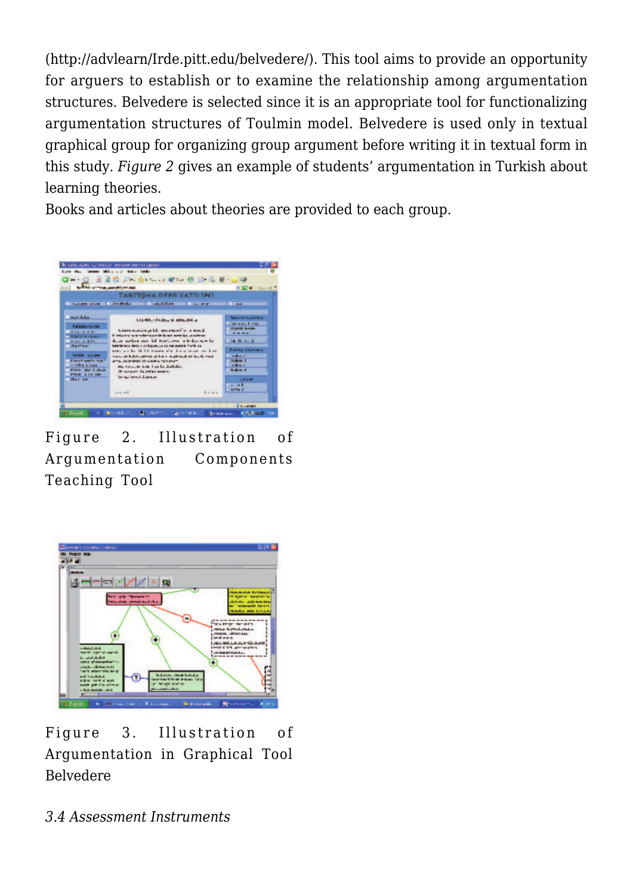(http://advlearn/lrde.pitt.edu/belvedere/). This tool aims to provide an opportunity for arguers to establish or to examine the relationship among argumentation structures. Belvedere is selected since it is an appropriate tool for functionalizing argumentation structures of Toulmin model. Belvedere is used only in textual graphical group for organizing group argument before writing it in textual form in this study. *Figure 2* gives an example of students' argumentation in Turkish about learning theories.

Books and articles about theories are provided to each group.

Figure 2. Illustration of Argumentation Components Teaching Tool

Figure 3. Illustration of Argumentation in Graphical Tool Belvedere

### *3.4 Assessment Instruments*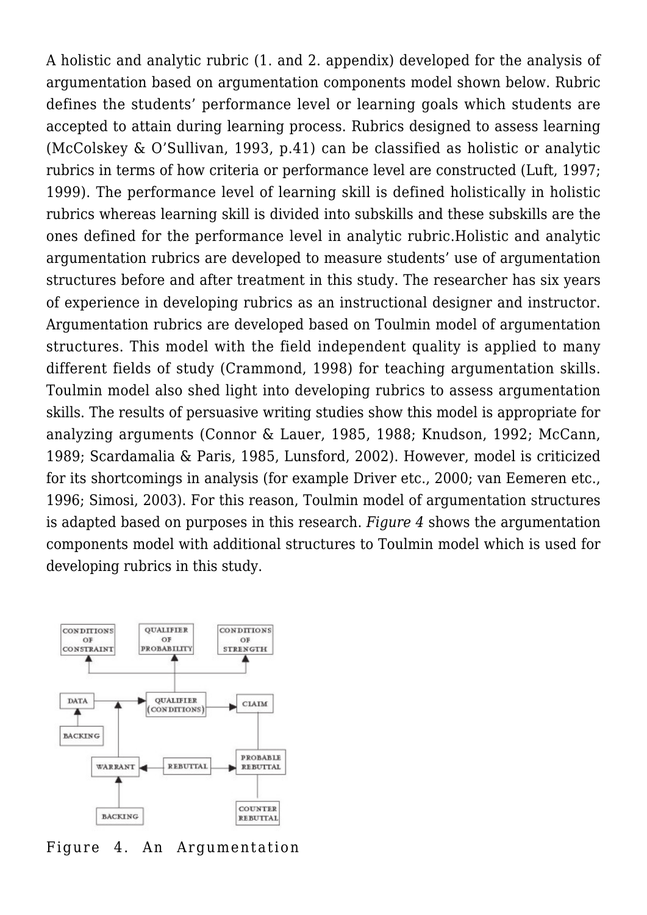A holistic and analytic rubric (1. and 2. appendix) developed for the analysis of argumentation based on argumentation components model shown below. Rubric defines the students' performance level or learning goals which students are accepted to attain during learning process. Rubrics designed to assess learning (McColskey & O'Sullivan, 1993, p.41) can be classified as holistic or analytic rubrics in terms of how criteria or performance level are constructed (Luft, 1997; 1999). The performance level of learning skill is defined holistically in holistic rubrics whereas learning skill is divided into subskills and these subskills are the ones defined for the performance level in analytic rubric.Holistic and analytic argumentation rubrics are developed to measure students' use of argumentation structures before and after treatment in this study. The researcher has six years of experience in developing rubrics as an instructional designer and instructor. Argumentation rubrics are developed based on Toulmin model of argumentation structures. This model with the field independent quality is applied to many different fields of study (Crammond, 1998) for teaching argumentation skills. Toulmin model also shed light into developing rubrics to assess argumentation skills. The results of persuasive writing studies show this model is appropriate for analyzing arguments (Connor & Lauer, 1985, 1988; Knudson, 1992; McCann, 1989; Scardamalia & Paris, 1985, Lunsford, 2002). However, model is criticized for its shortcomings in analysis (for example Driver etc., 2000; van Eemeren etc., 1996; Simosi, 2003). For this reason, Toulmin model of argumentation structures is adapted based on purposes in this research. *Figure 4* shows the argumentation components model with additional structures to Toulmin model which is used for developing rubrics in this study.

CONDITIONS OF CONSTRAINT | QUALIFIER OF PROBABILITY | CONDITIONS OF STRENGTH

DATA → QUALIFIER (CONDITIONS) → CLAIM

BACKING

WARRANT ← REBUTTAL → PROBABLE REBUTTAL

BACKING | COUNTER REBUTTAL

Figure 4. An Argumentation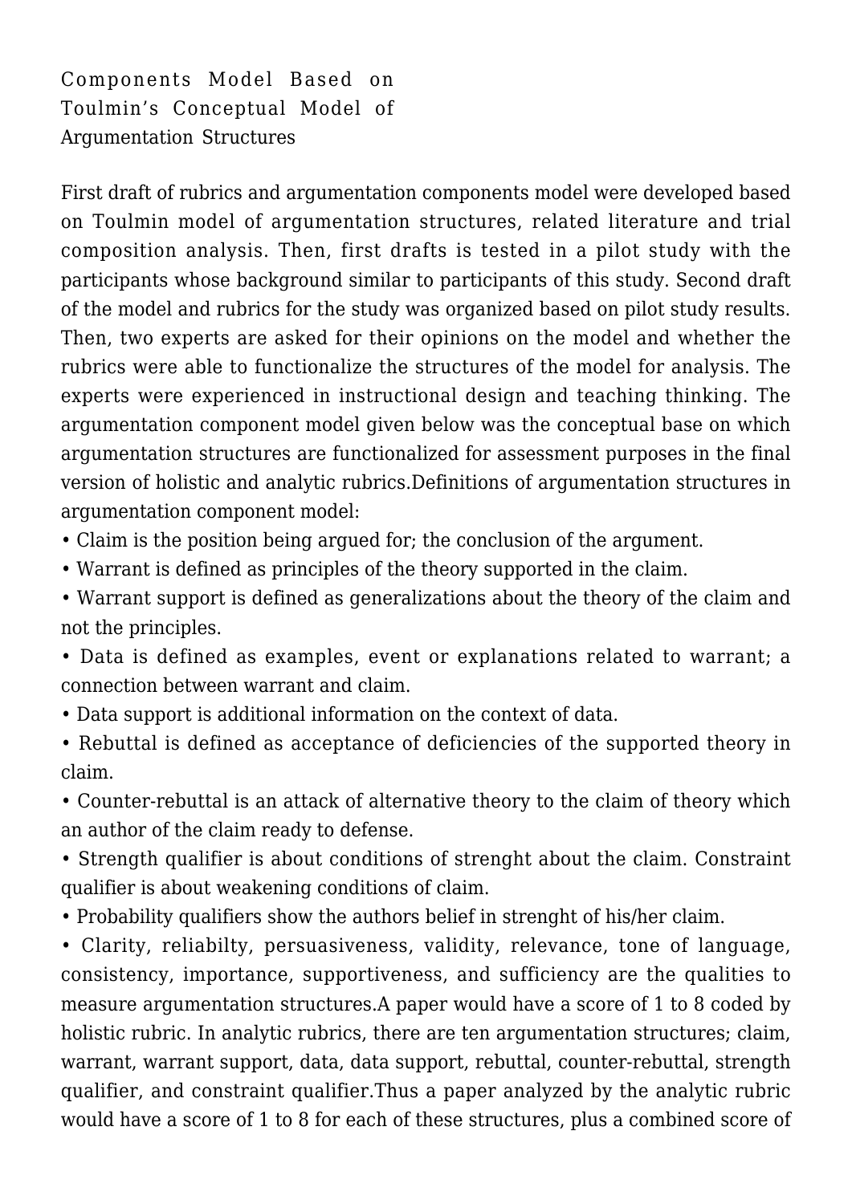## Components Model Based on Toulmin's Conceptual Model of Argumentation Structures

First draft of rubrics and argumentation components model were developed based on Toulmin model of argumentation structures, related literature and trial composition analysis. Then, first drafts is tested in a pilot study with the participants whose background similar to participants of this study. Second draft of the model and rubrics for the study was organized based on pilot study results. Then, two experts are asked for their opinions on the model and whether the rubrics were able to functionalize the structures of the model for analysis. The experts were experienced in instructional design and teaching thinking. The argumentation component model given below was the conceptual base on which argumentation structures are functionalized for assessment purposes in the final version of holistic and analytic rubrics.Definitions of argumentation structures in argumentation component model:

- Claim is the position being argued for; the conclusion of the argument.
- Warrant is defined as principles of the theory supported in the claim.
- Warrant support is defined as generalizations about the theory of the claim and not the principles.
- Data is defined as examples, event or explanations related to warrant; a connection between warrant and claim.
- Data support is additional information on the context of data.
- Rebuttal is defined as acceptance of deficiencies of the supported theory in claim.
- Counter-rebuttal is an attack of alternative theory to the claim of theory which an author of the claim ready to defense.
- Strength qualifier is about conditions of strenght about the claim. Constraint qualifier is about weakening conditions of claim.
- Probability qualifiers show the authors belief in strenght of his/her claim.
- Clarity, reliabilty, persuasiveness, validity, relevance, tone of language, consistency, importance, supportiveness, and sufficiency are the qualities to measure argumentation structures.A paper would have a score of 1 to 8 coded by holistic rubric. In analytic rubrics, there are ten argumentation structures; claim, warrant, warrant support, data, data support, rebuttal, counter-rebuttal, strength qualifier, and constraint qualifier.Thus a paper analyzed by the analytic rubric would have a score of 1 to 8 for each of these structures, plus a combined score of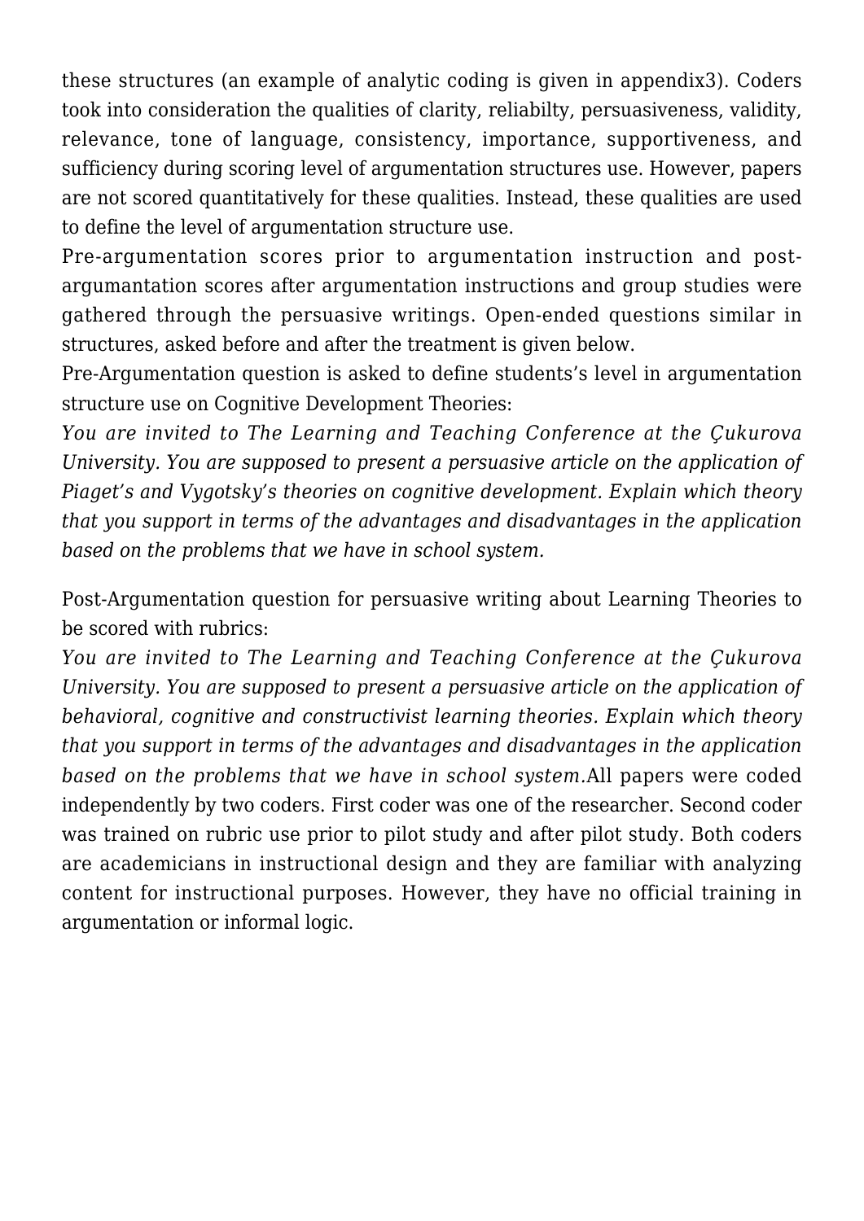these structures (an example of analytic coding is given in appendix3). Coders took into consideration the qualities of clarity, reliabilty, persuasiveness, validity, relevance, tone of language, consistency, importance, supportiveness, and sufficiency during scoring level of argumentation structures use. However, papers are not scored quantitatively for these qualities. Instead, these qualities are used to define the level of argumentation structure use.

Pre-argumentation scores prior to argumentation instruction and post-argumantation scores after argumentation instructions and group studies were gathered through the persuasive writings. Open-ended questions similar in structures, asked before and after the treatment is given below.

Pre-Argumentation question is asked to define students's level in argumentation structure use on Cognitive Development Theories:

*You are invited to The Learning and Teaching Conference at the Çukurova University. You are supposed to present a persuasive article on the application of Piaget's and Vygotsky's theories on cognitive development. Explain which theory that you support in terms of the advantages and disadvantages in the application based on the problems that we have in school system.*

Post-Argumentation question for persuasive writing about Learning Theories to be scored with rubrics:

*You are invited to The Learning and Teaching Conference at the Çukurova University. You are supposed to present a persuasive article on the application of behavioral, cognitive and constructivist learning theories. Explain which theory that you support in terms of the advantages and disadvantages in the application based on the problems that we have in school system.*All papers were coded independently by two coders. First coder was one of the researcher. Second coder was trained on rubric use prior to pilot study and after pilot study. Both coders are academicians in instructional design and they are familiar with analyzing content for instructional purposes. However, they have no official training in argumentation or informal logic.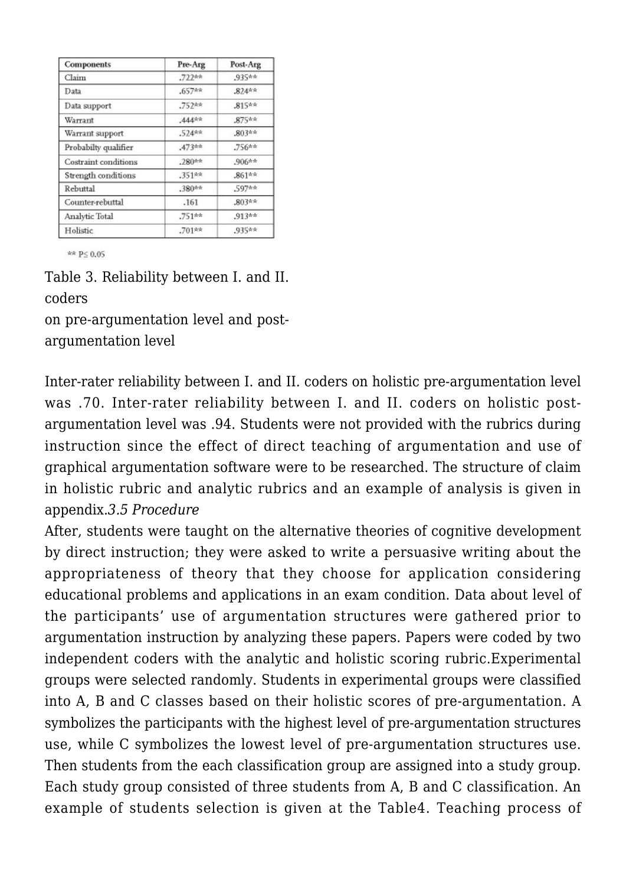| Components | Pre-Arg | Post-Arg |
| --- | --- | --- |
| Claim | .722** | .935** |
| Data | .657** | .824** |
| Data support | .752** | .815** |
| Warrant | .444** | .875** |
| Warrant support | .524** | .803** |
| Probabilty qualifier | .473** | .756** |
| Costraint conditions | .280** | .906** |
| Strength conditions | .351** | .861** |
| Rebuttal | .380** | .597** |
| Counter-rebuttal | .161 | .803** |
| Analytic Total | .751** | .913** |
| Holistic | .701** | .935** |

** P≤ 0.05

Table 3. Reliability between I. and II. coders on pre-argumentation level and post-argumentation level

Inter-rater reliability between I. and II. coders on holistic pre-argumentation level was .70. Inter-rater reliability between I. and II. coders on holistic post-argumentation level was .94. Students were not provided with the rubrics during instruction since the effect of direct teaching of argumentation and use of graphical argumentation software were to be researched. The structure of claim in holistic rubric and analytic rubrics and an example of analysis is given in appendix.*3.5 Procedure*

After, students were taught on the alternative theories of cognitive development by direct instruction; they were asked to write a persuasive writing about the appropriateness of theory that they choose for application considering educational problems and applications in an exam condition. Data about level of the participants' use of argumentation structures were gathered prior to argumentation instruction by analyzing these papers. Papers were coded by two independent coders with the analytic and holistic scoring rubric.Experimental groups were selected randomly. Students in experimental groups were classified into A, B and C classes based on their holistic scores of pre-argumentation. A symbolizes the participants with the highest level of pre-argumentation structures use, while C symbolizes the lowest level of pre-argumentation structures use. Then students from the each classification group are assigned into a study group. Each study group consisted of three students from A, B and C classification. An example of students selection is given at the Table4. Teaching process of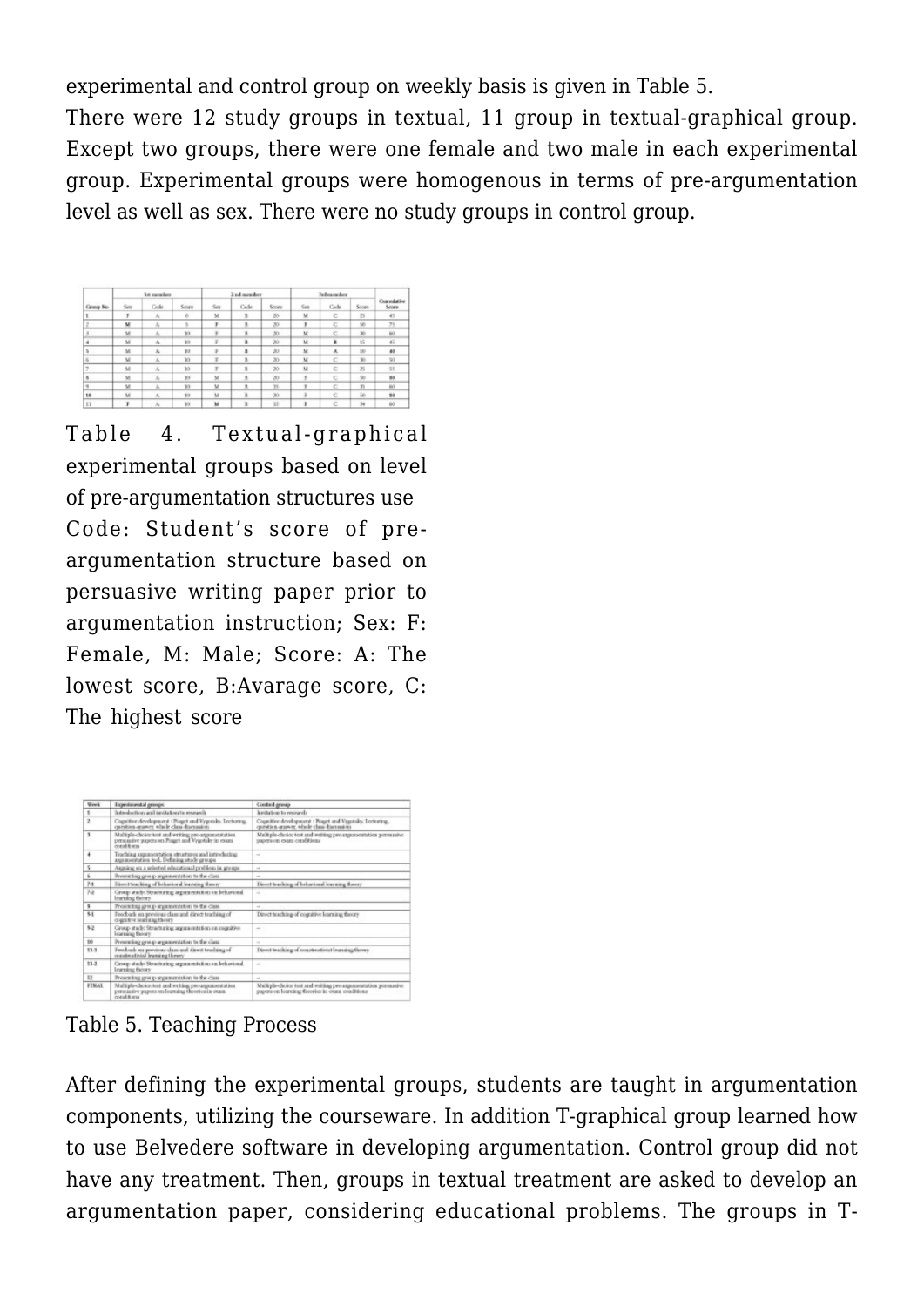experimental and control group on weekly basis is given in Table 5.

There were 12 study groups in textual, 11 group in textual-graphical group. Except two groups, there were one female and two male in each experimental group. Experimental groups were homogenous in terms of pre-argumentation level as well as sex. There were no study groups in control group.

| Group No | 1st member | | | 2nd member | | | 3rd member | | | Cumulative Score |
|---|---|---|---|---|---|---|---|---|---|---|
| | Sex | Code | Score | Sex | Code | Score | Sex | Code | Score | |
| 1 | F | A | 0 | M | B | 20 | M | C | 25 | 45 |
| 2 | M | A | 5 | F | B | 20 | F | C | 50 | 75 |
| 3 | M | A | 10 | F | B | 20 | M | C | 30 | 60 |
| 4 | M | A | 10 | F | B | 20 | M | B | 15 | 45 |
| 5 | M | A | 10 | F | B | 20 | M | A | 10 | 40 |
| 6 | M | A | 10 | F | B | 20 | M | C | 30 | 50 |
| 7 | M | A | 10 | F | B | 20 | M | C | 25 | 55 |
| 8 | M | A | 10 | M | B | 20 | F | C | 50 | 80 |
| 9 | M | A | 10 | M | B | 15 | F | C | 35 | 60 |
| 10 | M | A | 10 | M | B | 20 | F | C | 50 | 80 |
| 11 | F | A | 10 | M | B | 15 | F | C | 34 | 60 |

Table 4. Textual-graphical experimental groups based on level of pre-argumentation structures use

Code: Student's score of pre-argumentation structure based on persuasive writing paper prior to argumentation instruction; Sex: F: Female, M: Male; Score: A: The lowest score, B:Avarage score, C: The highest score

| Week | Experimental groups | Control group |
|---|---|---|
| 1 | Introduction and invitation to research | Invitation to research |
| 2 | Cognitive development : Piaget and Vygotsky. Lecturing, question-answer, whole class discussion | Cognitive development : Piaget and Vygotsky. Lecturing, question-answer, whole class discussion |
| 3 | Multiple-choice test and writing pre-argumentation persuasive papers on Piaget and Vygotsky in exam conditions | Multiple-choice test and writing pre-argumentation persuasive papers on exam conditions |
| 4 | Teaching argumentation structures and introducing argumentation tool. Defining study groups | – |
| 5 | Arguing on a selected educational problem in groups | – |
| 6 | Presenting group argumentation to the class | – |
| 7-1 | Direct teaching of behavioral learning theory | Direct teaching of behavioral learning theory |
| 7-2 | Group study: Structuring argumentation on behavioral learning theory | – |
| 8 | Presenting group argumentation to the class | – |
| 9-1 | Feedback on previous class and direct teaching of cognitive learning theory | Direct teaching of cognitive learning theory |
| 9-2 | Group study: Structuring argumentation on cognitive learning theory | – |
| 10 | Presenting group argumentation to the class | – |
| 11-1 | Feedback on previous class and direct teaching of constructivist learning theory | Direct teaching of constructivist learning theory |
| 11-2 | Group study: Structuring argumentation on behavioral learning theory | – |
| 12 | Presenting group argumentation to the class | – |
| FINAL | Multiple-choice test and writing pre-argumentation persuasive papers on learning theories in exam conditions | Multiple-choice test and writing pre-argumentation persuasive papers on learning theories in exam conditions |

Table 5. Teaching Process

After defining the experimental groups, students are taught in argumentation components, utilizing the courseware. In addition T-graphical group learned how to use Belvedere software in developing argumentation. Control group did not have any treatment. Then, groups in textual treatment are asked to develop an argumentation paper, considering educational problems. The groups in T-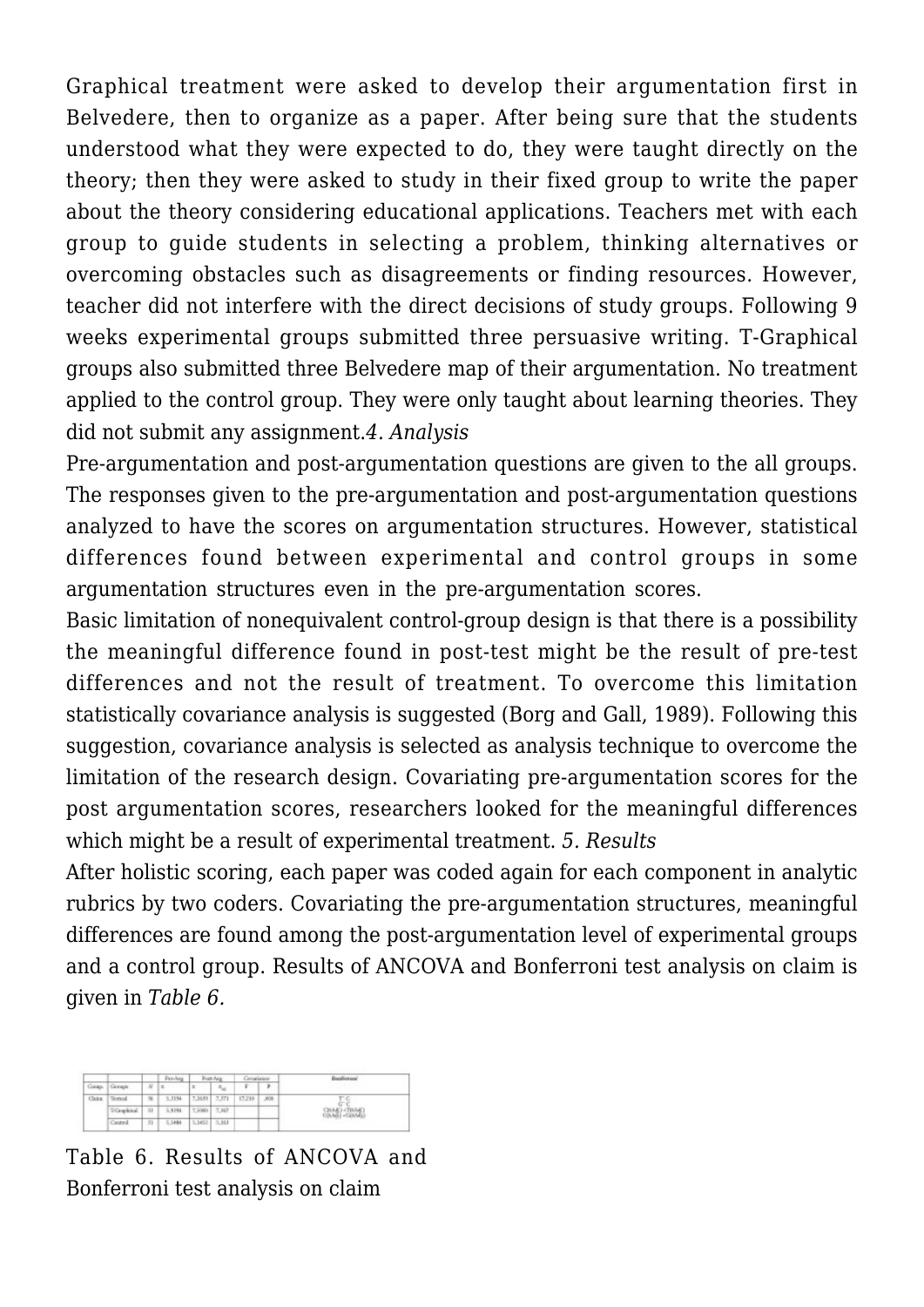Graphical treatment were asked to develop their argumentation first in Belvedere, then to organize as a paper. After being sure that the students understood what they were expected to do, they were taught directly on the theory; then they were asked to study in their fixed group to write the paper about the theory considering educational applications. Teachers met with each group to guide students in selecting a problem, thinking alternatives or overcoming obstacles such as disagreements or finding resources. However, teacher did not interfere with the direct decisions of study groups. Following 9 weeks experimental groups submitted three persuasive writing. T-Graphical groups also submitted three Belvedere map of their argumentation. No treatment applied to the control group. They were only taught about learning theories. They did not submit any assignment.

### *4. Analysis*

Pre-argumentation and post-argumentation questions are given to the all groups. The responses given to the pre-argumentation and post-argumentation questions analyzed to have the scores on argumentation structures. However, statistical differences found between experimental and control groups in some argumentation structures even in the pre-argumentation scores.

Basic limitation of nonequivalent control-group design is that there is a possibility the meaningful difference found in post-test might be the result of pre-test differences and not the result of treatment. To overcome this limitation statistically covariance analysis is suggested (Borg and Gall, 1989). Following this suggestion, covariance analysis is selected as analysis technique to overcome the limitation of the research design. Covariating pre-argumentation scores for the post argumentation scores, researchers looked for the meaningful differences which might be a result of experimental treatment.

### *5. Results*

After holistic scoring, each paper was coded again for each component in analytic rubrics by two coders. Covariating the pre-argumentation structures, meaningful differences are found among the post-argumentation level of experimental groups and a control group. Results of ANCOVA and Bonferroni test analysis on claim is given in *Table 6.*

| Comp. | Groups | N | Pre-Arg. $\bar{x}$ | Post-Arg. $\bar{x}$ | $\bar{x}_{adj}$ | Covariance F | p | Bonferroni |
|---|---|---|---|---|---|---|---|---|
| Claim | Textual | 36 | 5,3194 | 7,2639 | 7,371 | 17,210 | ,000 | T-C G-C |
| | T-Graphical | 31 | 5,8394 | 7,5000 | 7,367 | | | |
| | Control | 31 | 5,5484 | 5,3457 | 5,363 | | | |

Table 6. Results of ANCOVA and Bonferroni test analysis on claim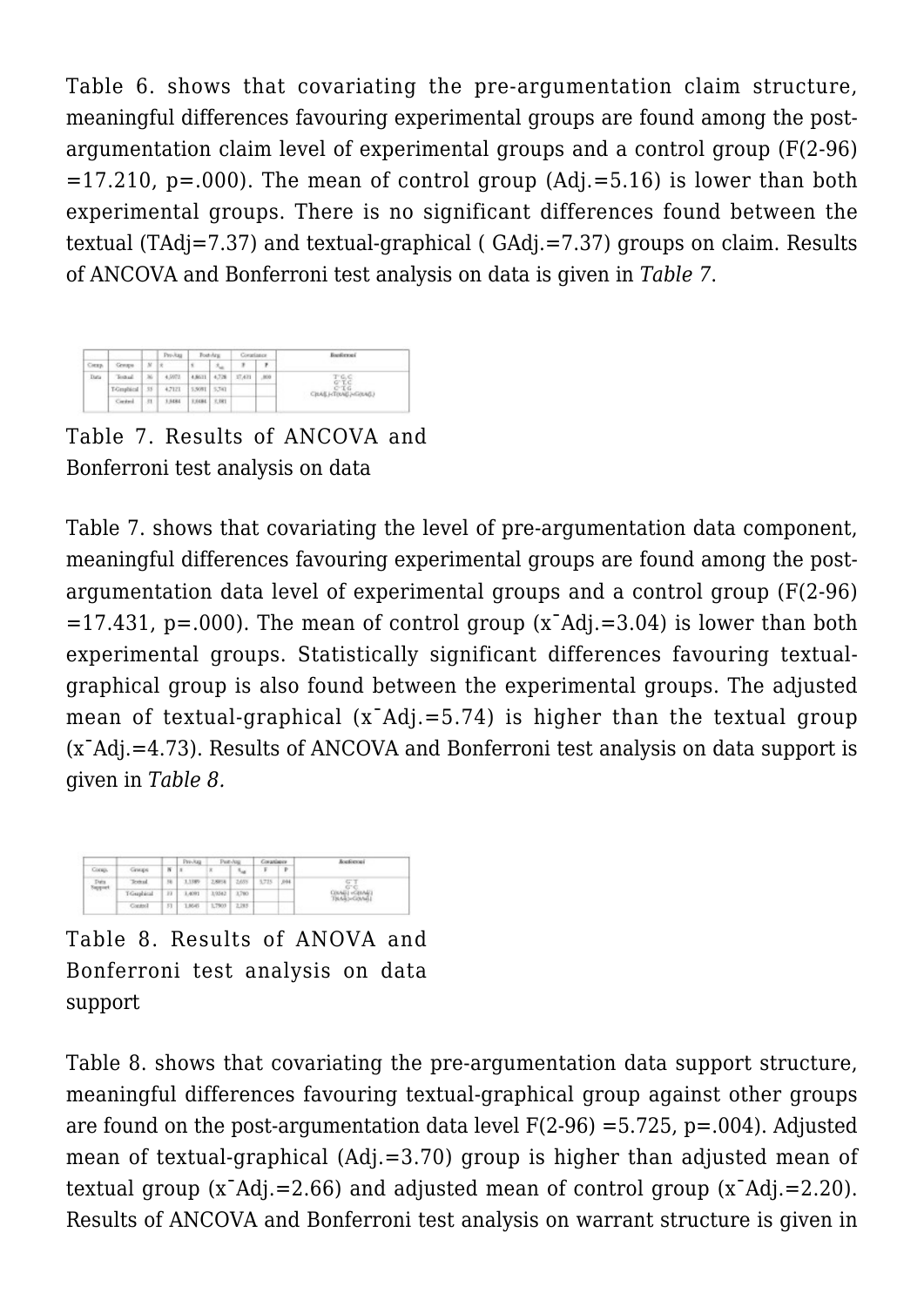Table 6. shows that covariating the pre-argumentation claim structure, meaningful differences favouring experimental groups are found among the post-argumentation claim level of experimental groups and a control group (F(2-96) =17.210, p=.000). The mean of control group (Adj.=5.16) is lower than both experimental groups. There is no significant differences found between the textual (TAdj=7.37) and textual-graphical ( GAdj.=7.37) groups on claim. Results of ANCOVA and Bonferroni test analysis on data is given in *Table 7*.

| Comp. | Groups | N | Pre-Arg $\bar{x}$ | Post-Arg $\bar{x}$ | $\bar{x}_{adj}$ | Covariance F | P | Bonferroni |
|---|---|---|---|---|---|---|---|---|
| Data | Textual | 36 | 4,5972 | 4,8611 | 4,726 | 17,431 | ,000 | T>G, C<br>G>T,C<br>C<T,G<br>C(xAdj.)<T(xAdj.)<G(xAdj.) |
| | T-Graphical | 33 | 4,7121 | 5,9091 | 5,741 | | | |
| | Control | 31 | 3,5484 | 3,0484 | 3,041 | | | |

Table 7. Results of ANCOVA and Bonferroni test analysis on data

Table 7. shows that covariating the level of pre-argumentation data component, meaningful differences favouring experimental groups are found among the post-argumentation data level of experimental groups and a control group (F(2-96) =17.431, p=.000). The mean of control group ($\bar{x}$Adj.=3.04) is lower than both experimental groups. Statistically significant differences favouring textual-graphical group is also found between the experimental groups. The adjusted mean of textual-graphical ($\bar{x}$Adj.=5.74) is higher than the textual group ($\bar{x}$Adj.=4.73). Results of ANCOVA and Bonferroni test analysis on data support is given in *Table 8.*

| Comp. | Groups | N | Pre-Arg $\bar{x}$ | Post-Arg $\bar{x}$ | $\bar{x}_{adj}$ | Covariance F | P | Bonferroni |
|---|---|---|---|---|---|---|---|---|
| Data Support | Textual | 36 | 2,3389 | 2,6858 | 2,655 | 5,725 | ,004 | G>T<br>G>C<br>G(xAdj.)>C(xAdj.)<br>T(xAdj.)>G(xAdj.) |
| | T-Graphical | 33 | 2,4091 | 3,9342 | 3,700 | | | |
| | Control | 31 | 1,8645 | 1,7903 | 2,205 | | | |

Table 8. Results of ANOVA and Bonferroni test analysis on data support

Table 8. shows that covariating the pre-argumentation data support structure, meaningful differences favouring textual-graphical group against other groups are found on the post-argumentation data level F(2-96) =5.725, p=.004). Adjusted mean of textual-graphical (Adj.=3.70) group is higher than adjusted mean of textual group ($\bar{x}$Adj.=2.66) and adjusted mean of control group ($\bar{x}$Adj.=2.20). Results of ANCOVA and Bonferroni test analysis on warrant structure is given in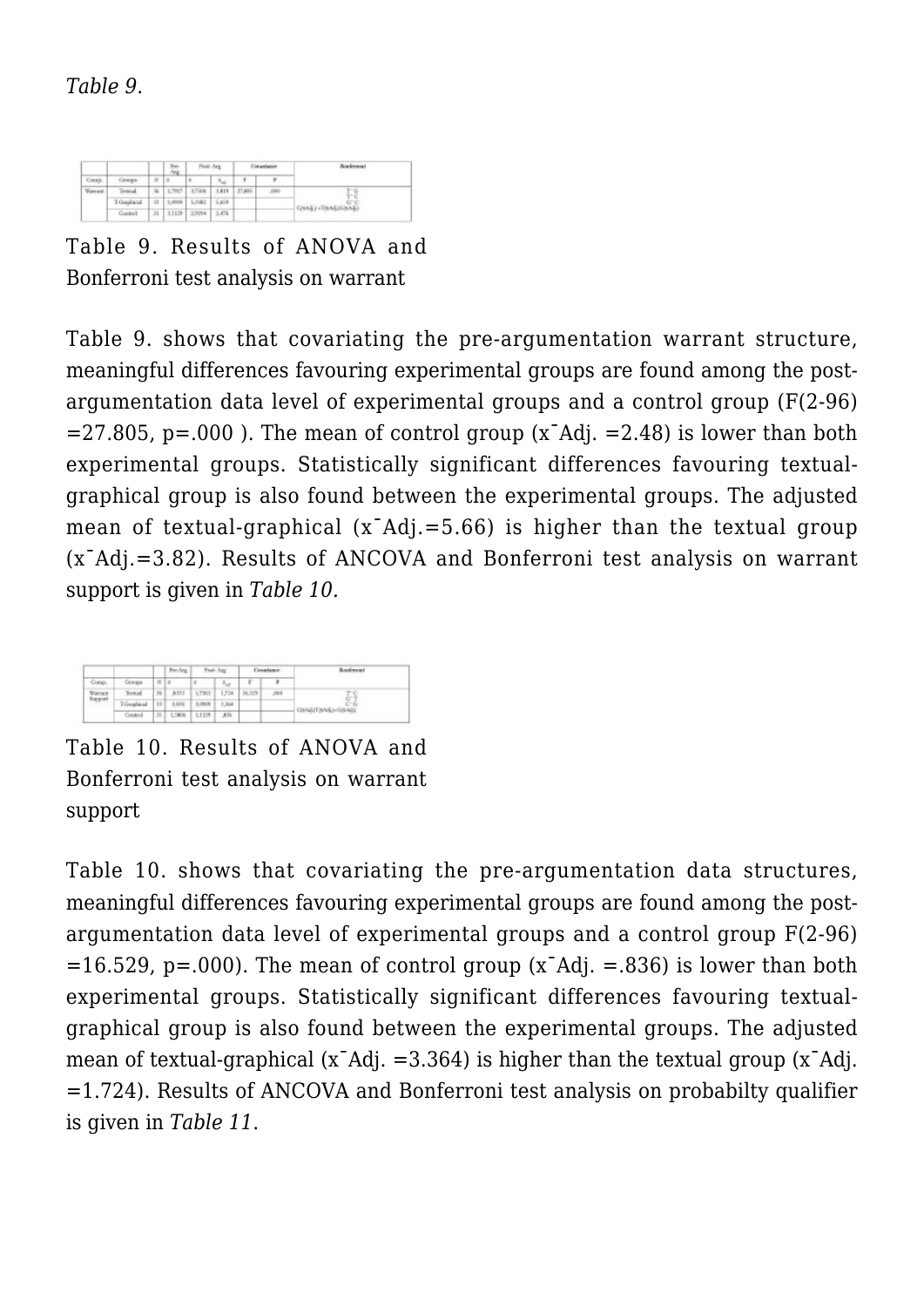*Table 9*.

| Comp. | Groups | N | Pre-Arg $\bar{x}$ | Post-Arg $\bar{x}$ | $\bar{x}_{Adj}$ | Covariance F | Covariance P | Bonferroni |
|---|---|---|---|---|---|---|---|---|
| Warrant | Textual | 36 | 1.7917 | 3.7500 | 3.819 | 27.805 | .000 | T-G, T-C, G-C, G(x̄Adj.)>T(x̄Adj.)>C(x̄Adj.) |
| | T-Graphical | 33 | 1.9909 | 5.3182 | 5.659 | | | |
| | Control | 31 | 3.1129 | 2.9194 | 2.476 | | | |

Table 9. Results of ANOVA and Bonferroni test analysis on warrant

Table 9. shows that covariating the pre-argumentation warrant structure, meaningful differences favouring experimental groups are found among the post-argumentation data level of experimental groups and a control group (F(2-96) =27.805, p=.000 ). The mean of control group (x¯Adj. =2.48) is lower than both experimental groups. Statistically significant differences favouring textual-graphical group is also found between the experimental groups. The adjusted mean of textual-graphical (x¯Adj.=5.66) is higher than the textual group (x¯Adj.=3.82). Results of ANCOVA and Bonferroni test analysis on warrant support is given in *Table 10.*

| Comp. | Groups | N | Pre-Arg $\bar{x}$ | Post-Arg $\bar{x}$ | $\bar{x}_{Adj}$ | Covariance F | Covariance P | Bonferroni |
|---|---|---|---|---|---|---|---|---|
| Warrant Support | Textual | 36 | .8333 | 1.7361 | 1.724 | 16.529 | .000 | T-C, G-T, C-G, G(x̄Adj.)>T(x̄Adj.)>C(x̄Adj.) |
| | T-Graphical | 33 | 3.030 | 3.0909 | 3.364 | | | |
| | Control | 31 | 1.5806 | 1.1129 | .836 | | | |

Table 10. Results of ANOVA and Bonferroni test analysis on warrant support

Table 10. shows that covariating the pre-argumentation data structures, meaningful differences favouring experimental groups are found among the post-argumentation data level of experimental groups and a control group F(2-96) =16.529, p=.000). The mean of control group (x¯Adj. =.836) is lower than both experimental groups. Statistically significant differences favouring textual-graphical group is also found between the experimental groups. The adjusted mean of textual-graphical (x¯Adj. =3.364) is higher than the textual group (x¯Adj. =1.724). Results of ANCOVA and Bonferroni test analysis on probabilty qualifier is given in *Table 11*.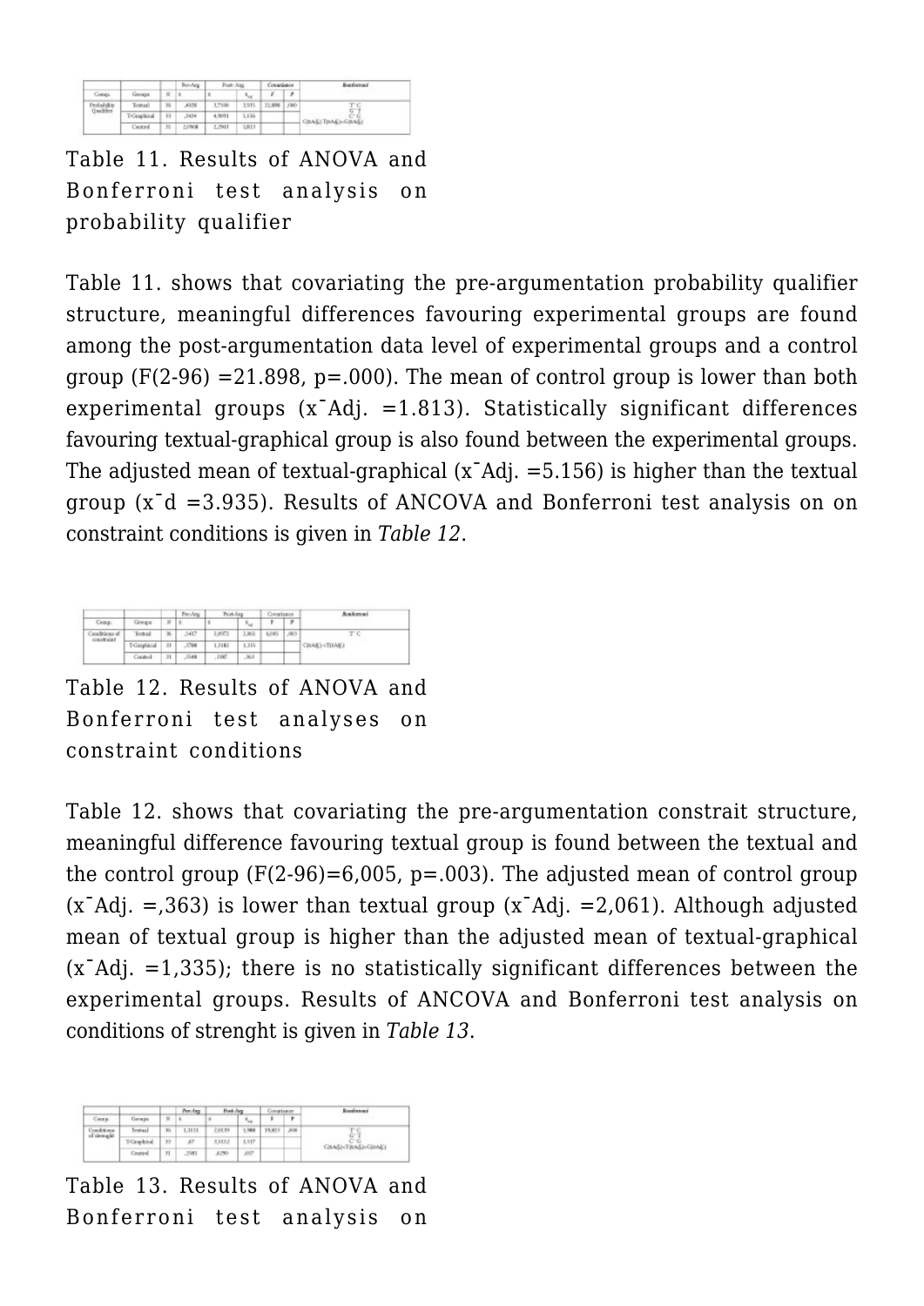| Comp. | Groups | N | Pre-Arg $\bar{x}$ | Post-Arg $\bar{x}$ | Post-Arg $\bar{x}_{Adj}$ | Covariance F | Covariance p | Bonferroni |
|---|---|---|---|---|---|---|---|---|
| Probability Qualifier | Textual | 36 | ,4038 | 3,7500 | 3,935 | 21,898 | ,000 | T>C, G>T, G>C; C(x̄Adj.)<T(x̄Adj.)<G(x̄Adj.) |
| | T-Graphical | 33 | ,3434 | 4,9091 | 5,156 | | | |
| | Control | 31 | 2,0968 | 2,2903 | 1,813 | | | |

Table 11. Results of ANOVA and Bonferroni test analysis on probability qualifier

Table 11. shows that covariating the pre-argumentation probability qualifier structure, meaningful differences favouring experimental groups are found among the post-argumentation data level of experimental groups and a control group ($F(2-96)=21.898$, $p=.000$). The mean of control group is lower than both experimental groups ($\bar{x}_{Adj.}=1.813$). Statistically significant differences favouring textual-graphical group is also found between the experimental groups. The adjusted mean of textual-graphical ($\bar{x}_{Adj.}=5.156$) is higher than the textual group ($\bar{x}_{d}=3.935$). Results of ANCOVA and Bonferroni test analysis on on constraint conditions is given in *Table 12*.

| Comp. | Groups | N | Pre-Arg $\bar{x}$ | Post-Arg $\bar{x}$ | Post-Arg $\bar{x}_{Adj}$ | Covariance F | Covariance p | Bonferroni |
|---|---|---|---|---|---|---|---|---|
| Conditions of constraint | Textual | 36 | ,5417 | 2,0972 | 2,061 | 6,005 | ,003 | T>C; C(x̄Adj.)<T(x̄Adj.) |
| | T-Graphical | 33 | ,3788 | 1,3181 | 1,335 | | | |
| | Control | 31 | ,3548 | ,3387 | ,363 | | | |

Table 12. Results of ANOVA and Bonferroni test analyses on constraint conditions

Table 12. shows that covariating the pre-argumentation constrait structure, meaningful difference favouring textual group is found between the textual and the control group ($F(2-96)=6,005$, $p=.003$). The adjusted mean of control group ($\bar{x}_{Adj.}=,363$) is lower than textual group ($\bar{x}_{Adj.}=2,061$). Although adjusted mean of textual group is higher than the adjusted mean of textual-graphical ($\bar{x}_{Adj.}=1,335$); there is no statistically significant differences between the experimental groups. Results of ANCOVA and Bonferroni test analysis on conditions of strenght is given in *Table 13*.

| Comp. | Groups | N | Pre-Arg $\bar{x}$ | Post-Arg $\bar{x}$ | Post-Arg $\bar{x}_{Adj}$ | Covariance F | Covariance p | Bonferroni |
|---|---|---|---|---|---|---|---|---|
| Conditions of strenght | Textual | 36 | 1,3111 | 2,0139 | 1,988 | 19,821 | ,000 | T>C, G>T, G>C; C(x̄Adj.)<T(x̄Adj.)<G(x̄Adj.) |
| | T-Graphical | 33 | ,87 | 3,0312 | 3,517 | | | |
| | Control | 31 | ,2581 | ,8290 | ,657 | | | |

Table 13. Results of ANOVA and Bonferroni test analysis on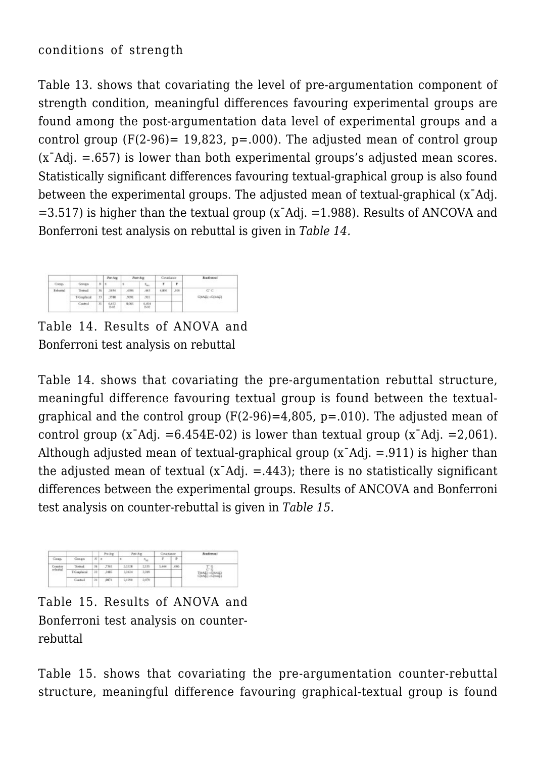conditions of strength

Table 13. shows that covariating the level of pre-argumentation component of strength condition, meaningful differences favouring experimental groups are found among the post-argumentation data level of experimental groups and a control group (F(2-96)= 19,823, p=.000). The adjusted mean of control group (x¯Adj. =.657) is lower than both experimental groups's adjusted mean scores. Statistically significant differences favouring textual-graphical group is also found between the experimental groups. The adjusted mean of textual-graphical (x¯Adj. =3.517) is higher than the textual group (x¯Adj. =1.988). Results of ANCOVA and Bonferroni test analysis on rebuttal is given in *Table 14.*

| Comp. | Groups | N | Pre-Arg $\bar{x}$ | Post-Arg $\bar{x}$ | Post-Arg $\bar{x}_{adj}$ | Covariance F | Covariance P | Bonferroni |
|---|---|---|---|---|---|---|---|---|
| Rebuttal | Textual | 36 | ,5694 | ,4306 | ,443 | 4,805 | ,010 | G' C |
| | T-Graphical | 33 | ,3788 | ,9091 | ,911 | | | C(xAdj) <G(xAdj) |
| | Control | 31 | 6,452 E-02 | 8,065 | 6,454 E-02 | | | |

Table 14. Results of ANOVA and Bonferroni test analysis on rebuttal

Table 14. shows that covariating the pre-argumentation rebuttal structure, meaningful difference favouring textual group is found between the textual-graphical and the control group (F(2-96)=4,805, p=.010). The adjusted mean of control group (x¯Adj. =6.454E-02) is lower than textual group (x¯Adj. =2,061). Although adjusted mean of textual-graphical group (x¯Adj. =.911) is higher than the adjusted mean of textual (x¯Adj. =.443); there is no statistically significant differences between the experimental groups. Results of ANCOVA and Bonferroni test analysis on counter-rebuttal is given in *Table 15.*

| Comp. | Groups | N | Pre-Arg $\bar{x}$ | Post-Arg $\bar{x}$ | Post-Arg $\bar{x}_{adj}$ | Covariance F | Covariance P | Bonferroni |
|---|---|---|---|---|---|---|---|---|
| Counter rebuttal | Textual | 36 | ,7361 | 2,2528 | 2,131 | 5,444 | ,006 | T' G<br>C' G<br>T(xAdj) <G(xAdj)<br>C(xAdj) <G(xAdj) |
| | T-Graphical | 33 | ,3485 | 3,3424 | 3,399 | | | |
| | Control | 31 | ,0871 | 2,1354 | 2,079 | | | |

Table 15. Results of ANOVA and Bonferroni test analysis on counter-rebuttal

Table 15. shows that covariating the pre-argumentation counter-rebuttal structure, meaningful difference favouring graphical-textual group is found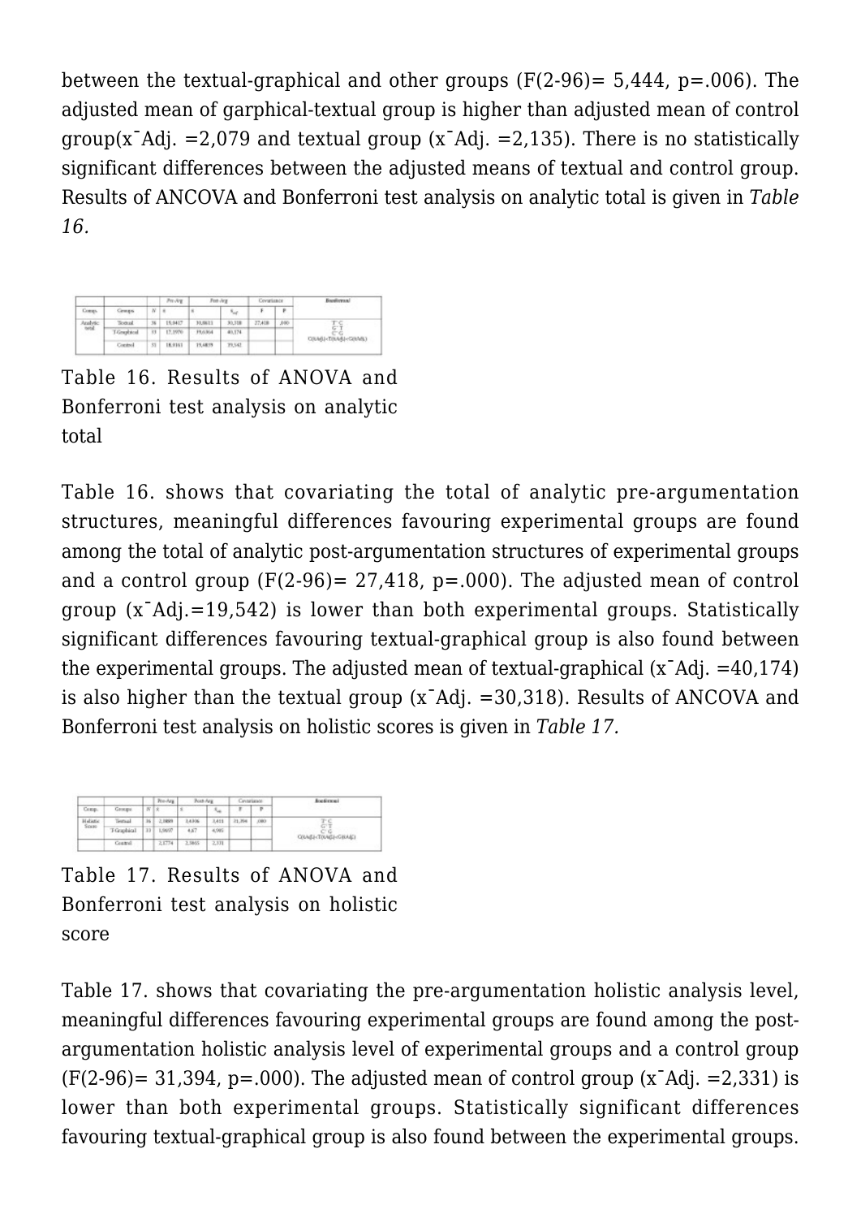between the textual-graphical and other groups (F(2-96)= 5,444, p=.006). The adjusted mean of garphical-textual group is higher than adjusted mean of control group(x¯Adj. =2,079 and textual group (x¯Adj. =2,135). There is no statistically significant differences between the adjusted means of textual and control group. Results of ANCOVA and Bonferroni test analysis on analytic total is given in *Table 16.*

| Comp. | Groups | N | Pre-Arg $\bar{x}$ | Post-Arg $\bar{x}$ | Post-Arg $\bar{x}_{adj}$ | Covariance F | Covariance P | Bonferroni |
|---|---|---|---|---|---|---|---|---|
| Analytic total | Textual | 36 | 19,0417 | 30,8611 | 30,318 | 27,418 | ,000 | T>C G>T C<G C(Adj)<T(Adj)<G(Adj) |
| | T-Graphical | 33 | 17,5970 | 39,6364 | 40,174 | | | |
| | Control | 31 | 18,9161 | 19,4839 | 19,542 | | | |

Table 16. Results of ANOVA and Bonferroni test analysis on analytic total

Table 16. shows that covariating the total of analytic pre-argumentation structures, meaningful differences favouring experimental groups are found among the total of analytic post-argumentation structures of experimental groups and a control group (F(2-96)= 27,418, p=.000). The adjusted mean of control group (x¯Adj.=19,542) is lower than both experimental groups. Statistically significant differences favouring textual-graphical group is also found between the experimental groups. The adjusted mean of textual-graphical (x¯Adj. =40,174) is also higher than the textual group (x¯Adj. =30,318). Results of ANCOVA and Bonferroni test analysis on holistic scores is given in *Table 17.*

| Comp. | Groups | N | Pre-Arg $\bar{x}$ | Post-Arg $\bar{x}$ | Post-Arg $\bar{x}_{adj}$ | Covariance F | Covariance P | Bonferroni |
|---|---|---|---|---|---|---|---|---|
| Holistic Score | Textual | 36 | 2,3889 | 3,4306 | 3,411 | 31,394 | ,000 | T>C G>T C<G C(Adj)<T(Adj)<G(Adj) |
| | T-Graphical | 33 | 1,9697 | 4,67 | 4,595 | | | |
| | Control | | 2,1774 | 2,3065 | 2,331 | | | |

Table 17. Results of ANOVA and Bonferroni test analysis on holistic score

Table 17. shows that covariating the pre-argumentation holistic analysis level, meaningful differences favouring experimental groups are found among the post-argumentation holistic analysis level of experimental groups and a control group (F(2-96)= 31,394, p=.000). The adjusted mean of control group (x¯Adj. =2,331) is lower than both experimental groups. Statistically significant differences favouring textual-graphical group is also found between the experimental groups.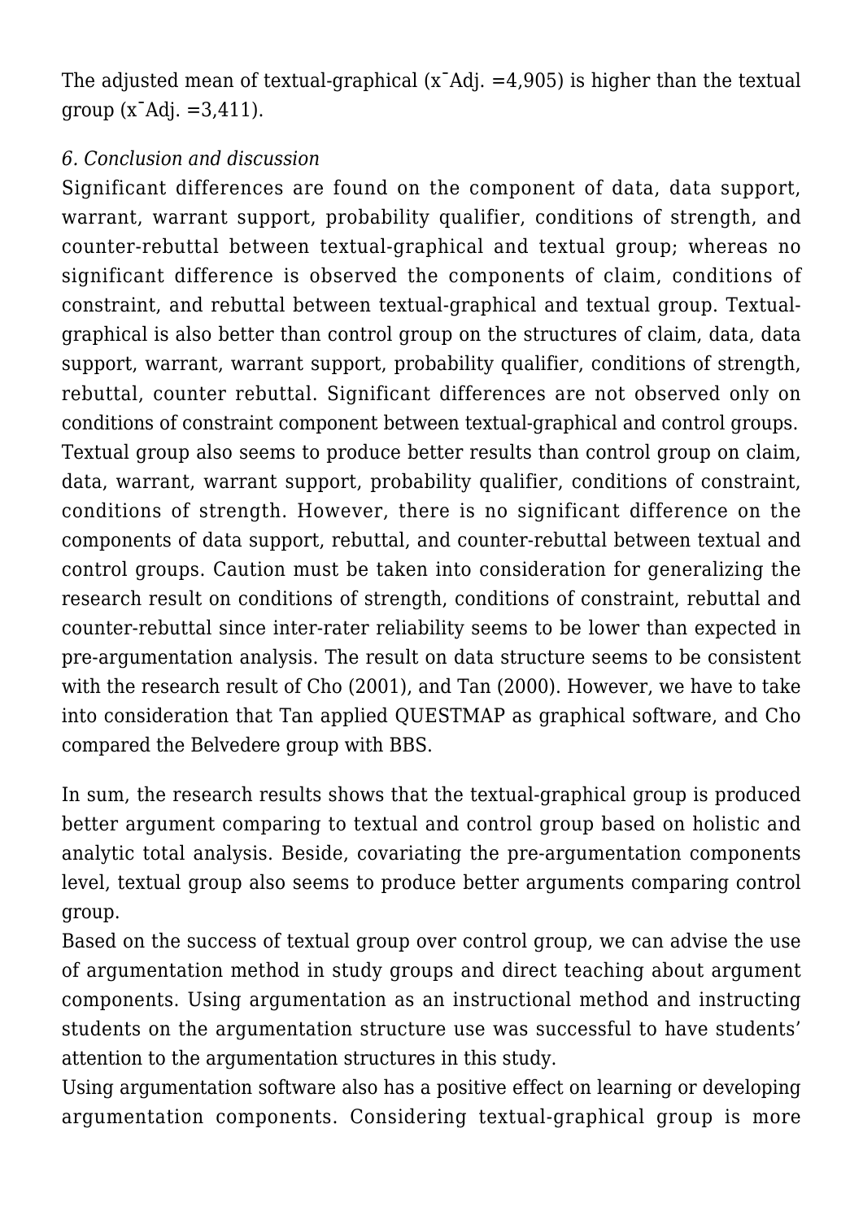The adjusted mean of textual-graphical ($\bar{x}$Adj. =4,905) is higher than the textual group ($\bar{x}$Adj. =3,411).

*6. Conclusion and discussion*

Significant differences are found on the component of data, data support, warrant, warrant support, probability qualifier, conditions of strength, and counter-rebuttal between textual-graphical and textual group; whereas no significant difference is observed the components of claim, conditions of constraint, and rebuttal between textual-graphical and textual group. Textual-graphical is also better than control group on the structures of claim, data, data support, warrant, warrant support, probability qualifier, conditions of strength, rebuttal, counter rebuttal. Significant differences are not observed only on conditions of constraint component between textual-graphical and control groups. Textual group also seems to produce better results than control group on claim, data, warrant, warrant support, probability qualifier, conditions of constraint, conditions of strength. However, there is no significant difference on the components of data support, rebuttal, and counter-rebuttal between textual and control groups. Caution must be taken into consideration for generalizing the research result on conditions of strength, conditions of constraint, rebuttal and counter-rebuttal since inter-rater reliability seems to be lower than expected in pre-argumentation analysis. The result on data structure seems to be consistent with the research result of Cho (2001), and Tan (2000). However, we have to take into consideration that Tan applied QUESTMAP as graphical software, and Cho compared the Belvedere group with BBS.

In sum, the research results shows that the textual-graphical group is produced better argument comparing to textual and control group based on holistic and analytic total analysis. Beside, covariating the pre-argumentation components level, textual group also seems to produce better arguments comparing control group.

Based on the success of textual group over control group, we can advise the use of argumentation method in study groups and direct teaching about argument components. Using argumentation as an instructional method and instructing students on the argumentation structure use was successful to have students' attention to the argumentation structures in this study.

Using argumentation software also has a positive effect on learning or developing argumentation components. Considering textual-graphical group is more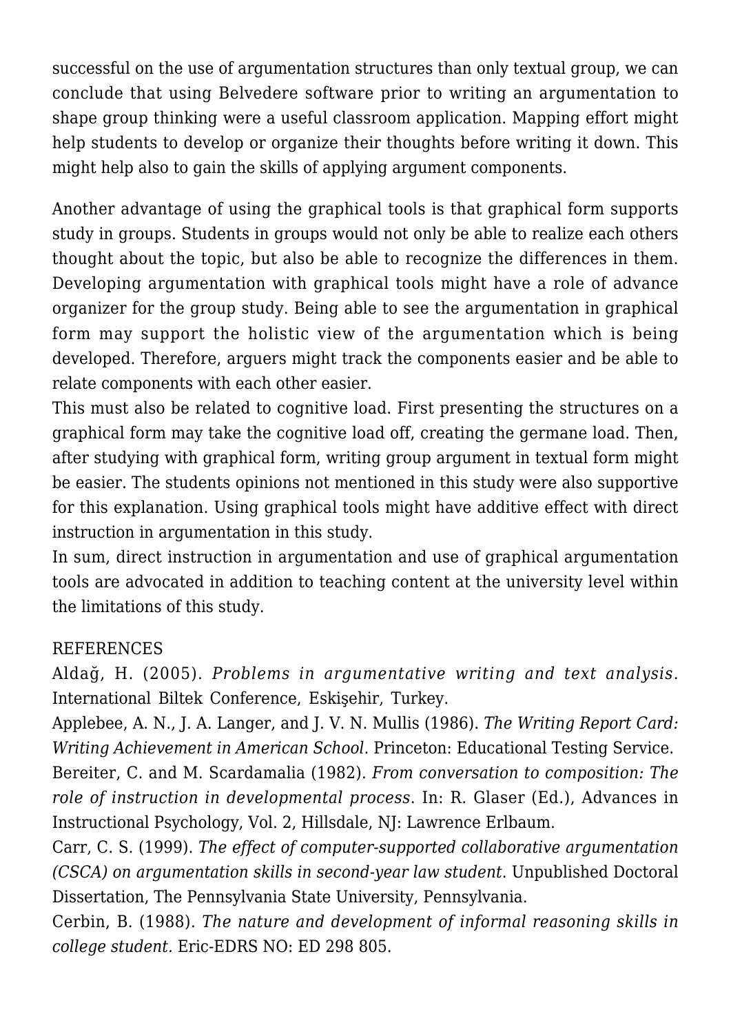successful on the use of argumentation structures than only textual group, we can conclude that using Belvedere software prior to writing an argumentation to shape group thinking were a useful classroom application. Mapping effort might help students to develop or organize their thoughts before writing it down. This might help also to gain the skills of applying argument components.

Another advantage of using the graphical tools is that graphical form supports study in groups. Students in groups would not only be able to realize each others thought about the topic, but also be able to recognize the differences in them. Developing argumentation with graphical tools might have a role of advance organizer for the group study. Being able to see the argumentation in graphical form may support the holistic view of the argumentation which is being developed. Therefore, arguers might track the components easier and be able to relate components with each other easier.

This must also be related to cognitive load. First presenting the structures on a graphical form may take the cognitive load off, creating the germane load. Then, after studying with graphical form, writing group argument in textual form might be easier. The students opinions not mentioned in this study were also supportive for this explanation. Using graphical tools might have additive effect with direct instruction in argumentation in this study.

In sum, direct instruction in argumentation and use of graphical argumentation tools are advocated in addition to teaching content at the university level within the limitations of this study.

## REFERENCES

Aldağ, H. (2005). *Problems in argumentative writing and text analysis*. International Biltek Conference, Eskişehir, Turkey.

Applebee, A. N., J. A. Langer, and J. V. N. Mullis (1986). *The Writing Report Card: Writing Achievement in American School*. Princeton: Educational Testing Service.

Bereiter, C. and M. Scardamalia (1982). *From conversation to composition: The role of instruction in developmental process*. In: R. Glaser (Ed.), Advances in Instructional Psychology, Vol. 2, Hillsdale, NJ: Lawrence Erlbaum.

Carr, C. S. (1999). *The effect of computer-supported collaborative argumentation (CSCA) on argumentation skills in second-year law student*. Unpublished Doctoral Dissertation, The Pennsylvania State University, Pennsylvania.

Cerbin, B. (1988). *The nature and development of informal reasoning skills in college student.* Eric-EDRS NO: ED 298 805.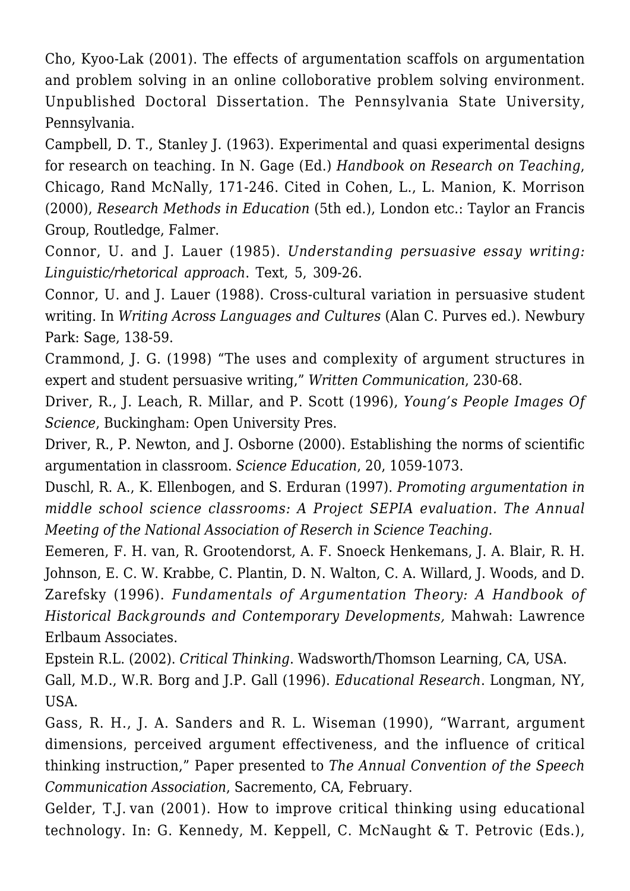Cho, Kyoo-Lak (2001). The effects of argumentation scaffols on argumentation and problem solving in an online colloborative problem solving environment. Unpublished Doctoral Dissertation. The Pennsylvania State University, Pennsylvania.

Campbell, D. T., Stanley J. (1963). Experimental and quasi experimental designs for research on teaching. In N. Gage (Ed.) *Handbook on Research on Teaching*, Chicago, Rand McNally, 171-246. Cited in Cohen, L., L. Manion, K. Morrison (2000), *Research Methods in Education* (5th ed.), London etc.: Taylor an Francis Group, Routledge, Falmer.

Connor, U. and J. Lauer (1985). *Understanding persuasive essay writing: Linguistic/rhetorical approach*. Text, 5, 309-26.

Connor, U. and J. Lauer (1988). Cross-cultural variation in persuasive student writing. In *Writing Across Languages and Cultures* (Alan C. Purves ed.). Newbury Park: Sage, 138-59.

Crammond, J. G. (1998) "The uses and complexity of argument structures in expert and student persuasive writing," *Written Communication*, 230-68.

Driver, R., J. Leach, R. Millar, and P. Scott (1996), *Young's People Images Of Science*, Buckingham: Open University Pres.

Driver, R., P. Newton, and J. Osborne (2000). Establishing the norms of scientific argumentation in classroom. *Science Education*, 20, 1059-1073.

Duschl, R. A., K. Ellenbogen, and S. Erduran (1997). *Promoting argumentation in middle school science classrooms: A Project SEPIA evaluation. The Annual Meeting of the National Association of Reserch in Science Teaching.*

Eemeren, F. H. van, R. Grootendorst, A. F. Snoeck Henkemans, J. A. Blair, R. H. Johnson, E. C. W. Krabbe, C. Plantin, D. N. Walton, C. A. Willard, J. Woods, and D. Zarefsky (1996). *Fundamentals of Argumentation Theory: A Handbook of Historical Backgrounds and Contemporary Developments,* Mahwah: Lawrence Erlbaum Associates.

Epstein R.L. (2002). *Critical Thinking*. Wadsworth/Thomson Learning, CA, USA.

Gall, M.D., W.R. Borg and J.P. Gall (1996). *Educational Research*. Longman, NY, USA.

Gass, R. H., J. A. Sanders and R. L. Wiseman (1990), "Warrant, argument dimensions, perceived argument effectiveness, and the influence of critical thinking instruction," Paper presented to *The Annual Convention of the Speech Communication Association*, Sacremento, CA, February.

Gelder, T.J. van (2001). How to improve critical thinking using educational technology. In: G. Kennedy, M. Keppell, C. McNaught & T. Petrovic (Eds.),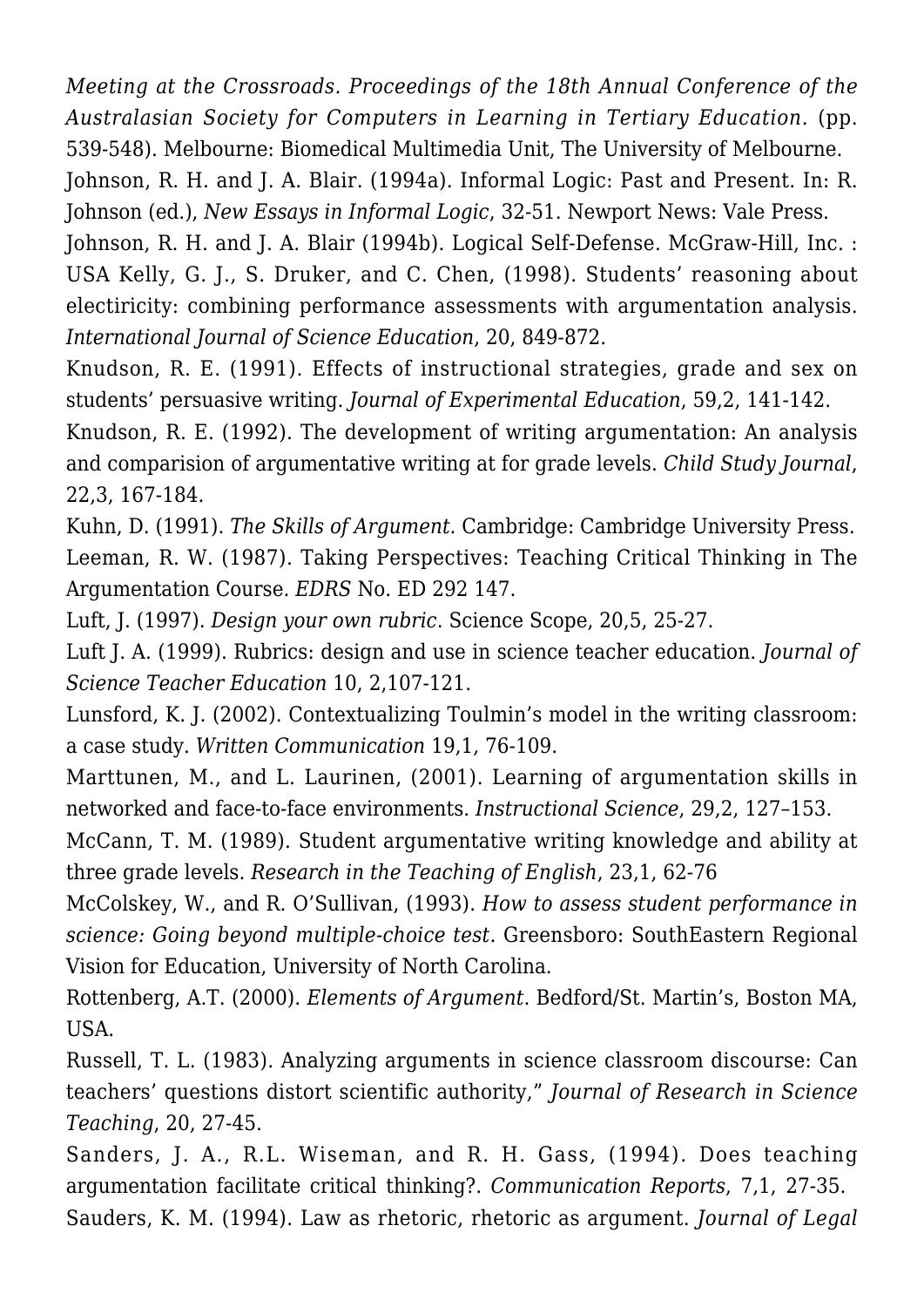*Meeting at the Crossroads. Proceedings of the 18th Annual Conference of the Australasian Society for Computers in Learning in Tertiary Education.* (pp. 539-548). Melbourne: Biomedical Multimedia Unit, The University of Melbourne.

Johnson, R. H. and J. A. Blair. (1994a). Informal Logic: Past and Present. In: R. Johnson (ed.), *New Essays in Informal Logic*, 32-51. Newport News: Vale Press.

Johnson, R. H. and J. A. Blair (1994b). Logical Self-Defense. McGraw-Hill, Inc. : USA Kelly, G. J., S. Druker, and C. Chen, (1998). Students' reasoning about electiricity: combining performance assessments with argumentation analysis. *International Journal of Science Education*, 20, 849-872.

Knudson, R. E. (1991). Effects of instructional strategies, grade and sex on students' persuasive writing. *Journal of Experimental Education*, 59,2, 141-142.

Knudson, R. E. (1992). The development of writing argumentation: An analysis and comparision of argumentative writing at for grade levels. *Child Study Journal*, 22,3, 167-184.

Kuhn, D. (1991). *The Skills of Argument.* Cambridge: Cambridge University Press.

Leeman, R. W. (1987). Taking Perspectives: Teaching Critical Thinking in The Argumentation Course. *EDRS* No. ED 292 147.

Luft, J. (1997). *Design your own rubric*. Science Scope, 20,5, 25-27.

Luft J. A. (1999). Rubrics: design and use in science teacher education. *Journal of Science Teacher Education* 10, 2,107-121.

Lunsford, K. J. (2002). Contextualizing Toulmin's model in the writing classroom: a case study. *Written Communication* 19,1, 76-109.

Marttunen, M., and L. Laurinen, (2001). Learning of argumentation skills in networked and face-to-face environments. *Instructional Science*, 29,2, 127–153.

McCann, T. M. (1989). Student argumentative writing knowledge and ability at three grade levels. *Research in the Teaching of English*, 23,1, 62-76

McColskey, W., and R. O'Sullivan, (1993). *How to assess student performance in science: Going beyond multiple-choice test.* Greensboro: SouthEastern Regional Vision for Education, University of North Carolina.

Rottenberg, A.T. (2000). *Elements of Argument*. Bedford/St. Martin's, Boston MA, USA.

Russell, T. L. (1983). Analyzing arguments in science classroom discourse: Can teachers' questions distort scientific authority," *Journal of Research in Science Teaching*, 20, 27-45.

Sanders, J. A., R.L. Wiseman, and R. H. Gass, (1994). Does teaching argumentation facilitate critical thinking?. *Communication Reports*, 7,1, 27-35.

Sauders, K. M. (1994). Law as rhetoric, rhetoric as argument. *Journal of Legal*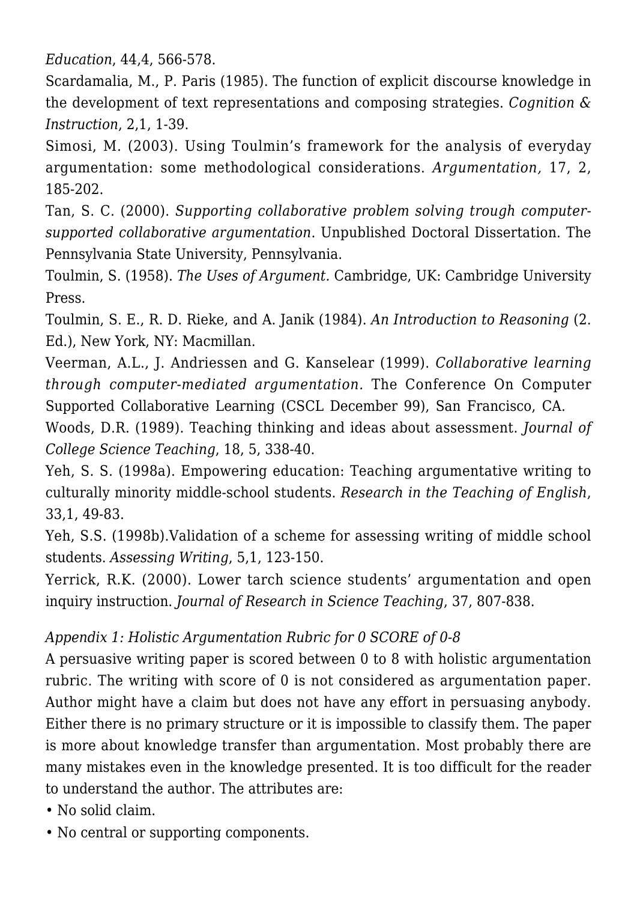*Education*, 44,4, 566-578.

Scardamalia, M., P. Paris (1985). The function of explicit discourse knowledge in the development of text representations and composing strategies. *Cognition & Instruction*, 2,1, 1-39.

Simosi, M. (2003). Using Toulmin's framework for the analysis of everyday argumentation: some methodological considerations. *Argumentation,* 17, 2, 185-202.

Tan, S. C. (2000). *Supporting collaborative problem solving trough computer-supported collaborative argumentation*. Unpublished Doctoral Dissertation. The Pennsylvania State University, Pennsylvania.

Toulmin, S. (1958). *The Uses of Argument.* Cambridge, UK: Cambridge University Press.

Toulmin, S. E., R. D. Rieke, and A. Janik (1984). *An Introduction to Reasoning* (2. Ed.), New York, NY: Macmillan.

Veerman, A.L., J. Andriessen and G. Kanselear (1999). *Collaborative learning through computer-mediated argumentation.* The Conference On Computer Supported Collaborative Learning (CSCL December 99), San Francisco, CA.

Woods, D.R. (1989). Teaching thinking and ideas about assessment. *Journal of College Science Teaching*, 18, 5, 338-40.

Yeh, S. S. (1998a). Empowering education: Teaching argumentative writing to culturally minority middle-school students. *Research in the Teaching of English*, 33,1, 49-83.

Yeh, S.S. (1998b).Validation of a scheme for assessing writing of middle school students. *Assessing Writing*, 5,1, 123-150.

Yerrick, R.K. (2000). Lower tarch science students' argumentation and open inquiry instruction. *Journal of Research in Science Teaching*, 37, 807-838.

*Appendix 1: Holistic Argumentation Rubric for 0 SCORE of 0-8*

A persuasive writing paper is scored between 0 to 8 with holistic argumentation rubric. The writing with score of 0 is not considered as argumentation paper. Author might have a claim but does not have any effort in persuasing anybody. Either there is no primary structure or it is impossible to classify them. The paper is more about knowledge transfer than argumentation. Most probably there are many mistakes even in the knowledge presented. It is too difficult for the reader to understand the author. The attributes are:

- No solid claim.
- No central or supporting components.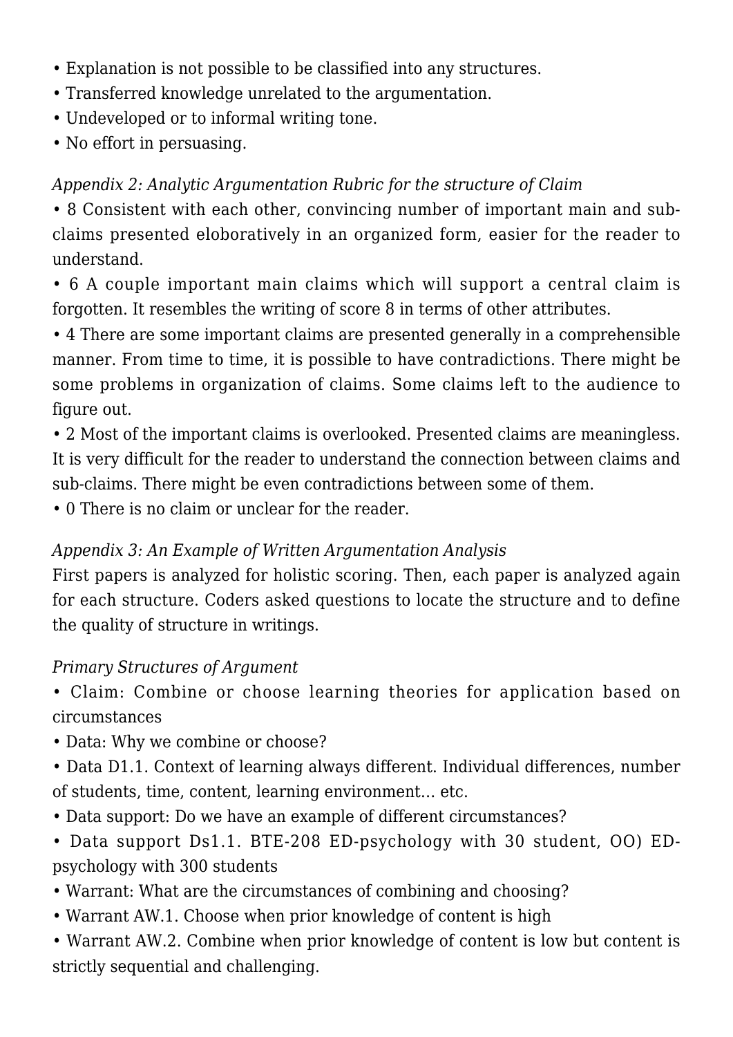- Explanation is not possible to be classified into any structures.
- Transferred knowledge unrelated to the argumentation.
- Undeveloped or to informal writing tone.
- No effort in persuasing.

*Appendix 2: Analytic Argumentation Rubric for the structure of Claim*

- 8 Consistent with each other, convincing number of important main and sub-claims presented eloboratively in an organized form, easier for the reader to understand.
- 6 A couple important main claims which will support a central claim is forgotten. It resembles the writing of score 8 in terms of other attributes.
- 4 There are some important claims are presented generally in a comprehensible manner. From time to time, it is possible to have contradictions. There might be some problems in organization of claims. Some claims left to the audience to figure out.
- 2 Most of the important claims is overlooked. Presented claims are meaningless. It is very difficult for the reader to understand the connection between claims and sub-claims. There might be even contradictions between some of them.
- 0 There is no claim or unclear for the reader.

*Appendix 3: An Example of Written Argumentation Analysis*

First papers is analyzed for holistic scoring. Then, each paper is analyzed again for each structure. Coders asked questions to locate the structure and to define the quality of structure in writings.

*Primary Structures of Argument*

- Claim: Combine or choose learning theories for application based on circumstances
- Data: Why we combine or choose?
- Data D1.1. Context of learning always different. Individual differences, number of students, time, content, learning environment… etc.
- Data support: Do we have an example of different circumstances?
- Data support Ds1.1. BTE-208 ED-psychology with 30 student, OO) ED-psychology with 300 students
- Warrant: What are the circumstances of combining and choosing?
- Warrant AW.1. Choose when prior knowledge of content is high
- Warrant AW.2. Combine when prior knowledge of content is low but content is strictly sequential and challenging.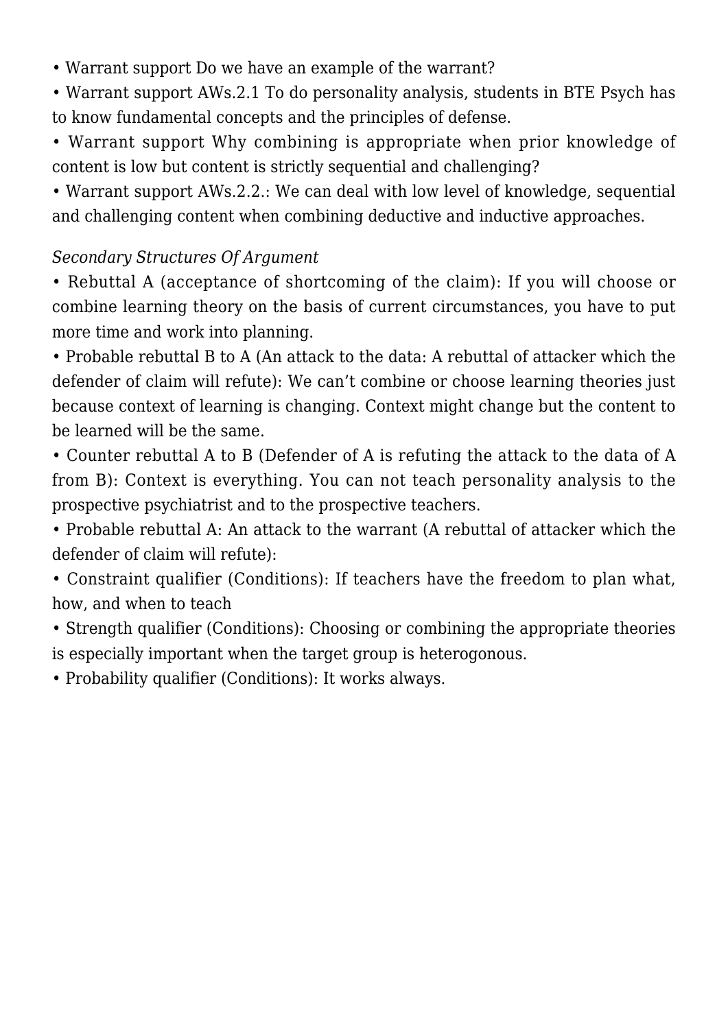- Warrant support Do we have an example of the warrant?
- Warrant support AWs.2.1 To do personality analysis, students in BTE Psych has to know fundamental concepts and the principles of defense.
- Warrant support Why combining is appropriate when prior knowledge of content is low but content is strictly sequential and challenging?
- Warrant support AWs.2.2.: We can deal with low level of knowledge, sequential and challenging content when combining deductive and inductive approaches.

*Secondary Structures Of Argument*

- Rebuttal A (acceptance of shortcoming of the claim): If you will choose or combine learning theory on the basis of current circumstances, you have to put more time and work into planning.
- Probable rebuttal B to A (An attack to the data: A rebuttal of attacker which the defender of claim will refute): We can't combine or choose learning theories just because context of learning is changing. Context might change but the content to be learned will be the same.
- Counter rebuttal A to B (Defender of A is refuting the attack to the data of A from B): Context is everything. You can not teach personality analysis to the prospective psychiatrist and to the prospective teachers.
- Probable rebuttal A: An attack to the warrant (A rebuttal of attacker which the defender of claim will refute):
- Constraint qualifier (Conditions): If teachers have the freedom to plan what, how, and when to teach
- Strength qualifier (Conditions): Choosing or combining the appropriate theories is especially important when the target group is heterogonous.
- Probability qualifier (Conditions): It works always.